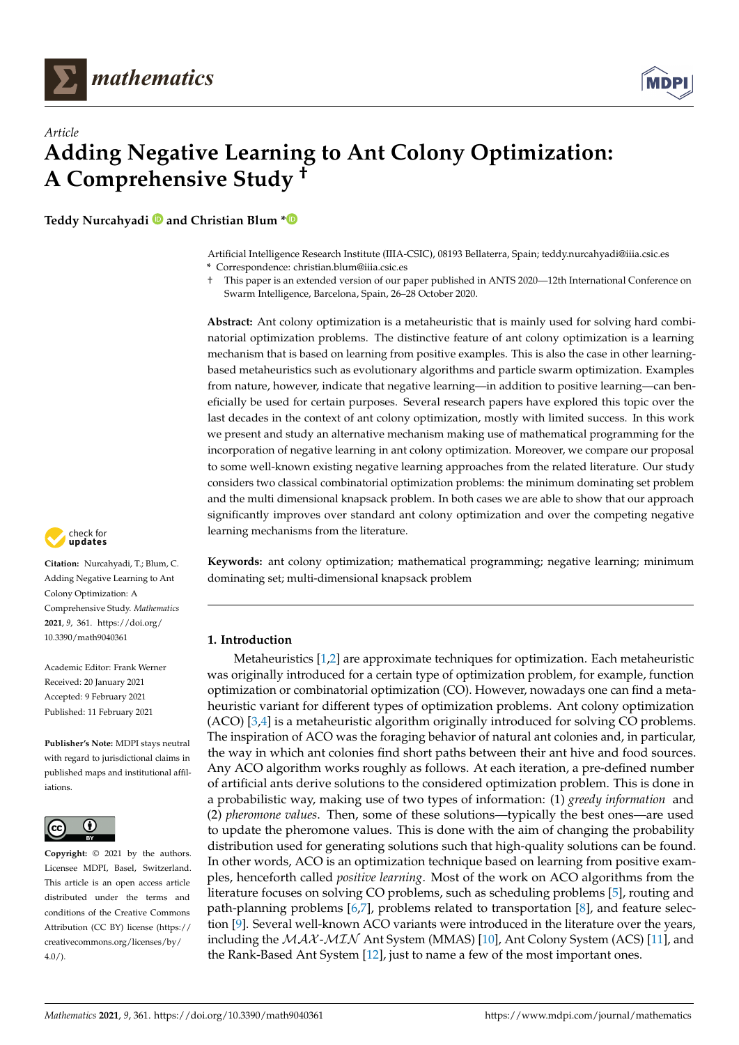*Article*

# Adding Negative Learning to Ant Colony Optimization: A Comprehensive Study †

**Teddy Nurcahyadi and Christian Blum ***

Artificial Intelligence Research Institute (IIIA-CSIC), 08193 Bellaterra, Spain; teddy.nurcahyadi@iiia.csic.es
* Correspondence: christian.blum@iiia.csic.es
† This paper is an extended version of our paper published in ANTS 2020—12th International Conference on Swarm Intelligence, Barcelona, Spain, 26–28 October 2020.

**Abstract:** Ant colony optimization is a metaheuristic that is mainly used for solving hard combinatorial optimization problems. The distinctive feature of ant colony optimization is a learning mechanism that is based on learning from positive examples. This is also the case in other learning-based metaheuristics such as evolutionary algorithms and particle swarm optimization. Examples from nature, however, indicate that negative learning—in addition to positive learning—can beneficially be used for certain purposes. Several research papers have explored this topic over the last decades in the context of ant colony optimization, mostly with limited success. In this work we present and study an alternative mechanism making use of mathematical programming for the incorporation of negative learning in ant colony optimization. Moreover, we compare our proposal to some well-known existing negative learning approaches from the related literature. Our study considers two classical combinatorial optimization problems: the minimum dominating set problem and the multi dimensional knapsack problem. In both cases we are able to show that our approach significantly improves over standard ant colony optimization and over the competing negative learning mechanisms from the literature.

**Keywords:** ant colony optimization; mathematical programming; negative learning; minimum dominating set; multi-dimensional knapsack problem

**Citation:** Nurcahyadi, T.; Blum, C. Adding Negative Learning to Ant Colony Optimization: A Comprehensive Study. *Mathematics* **2021**, *9*, 361. https://doi.org/10.3390/math9040361

Academic Editor: Frank Werner

Received: 20 January 2021
Accepted: 9 February 2021
Published: 11 February 2021

**Publisher's Note:** MDPI stays neutral with regard to jurisdictional claims in published maps and institutional affiliations.

**Copyright:** © 2021 by the authors. Licensee MDPI, Basel, Switzerland. This article is an open access article distributed under the terms and conditions of the Creative Commons Attribution (CC BY) license (https://creativecommons.org/licenses/by/4.0/).

## 1. Introduction

Metaheuristics [1,2] are approximate techniques for optimization. Each metaheuristic was originally introduced for a certain type of optimization problem, for example, function optimization or combinatorial optimization (CO). However, nowadays one can find a metaheuristic variant for different types of optimization problems. Ant colony optimization (ACO) [3,4] is a metaheuristic algorithm originally introduced for solving CO problems. The inspiration of ACO was the foraging behavior of natural ant colonies and, in particular, the way in which ant colonies find short paths between their ant hive and food sources. Any ACO algorithm works roughly as follows. At each iteration, a pre-defined number of artificial ants derive solutions to the considered optimization problem. This is done in a probabilistic way, making use of two types of information: (1) *greedy information* and (2) *pheromone values*. Then, some of these solutions—typically the best ones—are used to update the pheromone values. This is done with the aim of changing the probability distribution used for generating solutions such that high-quality solutions can be found. In other words, ACO is an optimization technique based on learning from positive examples, henceforth called *positive learning*. Most of the work on ACO algorithms from the literature focuses on solving CO problems, such as scheduling problems [5], routing and path-planning problems [6,7], problems related to transportation [8], and feature selection [9]. Several well-known ACO variants were introduced in the literature over the years, including the $\mathcal{MAX}$-$\mathcal{MIN}$ Ant System (MMAS) [10], Ant Colony System (ACS) [11], and the Rank-Based Ant System [12], just to name a few of the most important ones.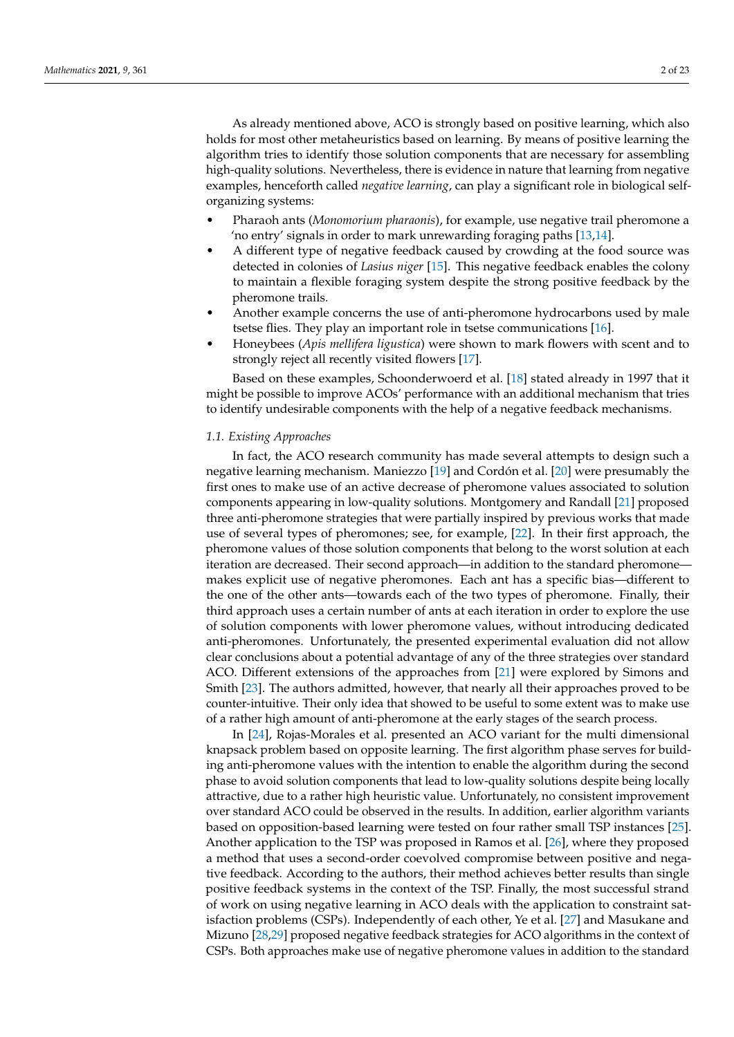As already mentioned above, ACO is strongly based on positive learning, which also holds for most other metaheuristics based on learning. By means of positive learning the algorithm tries to identify those solution components that are necessary for assembling high-quality solutions. Nevertheless, there is evidence in nature that learning from negative examples, henceforth called *negative learning*, can play a significant role in biological self-organizing systems:

- Pharaoh ants (*Monomorium pharaonis*), for example, use negative trail pheromone a 'no entry' signals in order to mark unrewarding foraging paths [13,14].
- A different type of negative feedback caused by crowding at the food source was detected in colonies of *Lasius niger* [15]. This negative feedback enables the colony to maintain a flexible foraging system despite the strong positive feedback by the pheromone trails.
- Another example concerns the use of anti-pheromone hydrocarbons used by male tsetse flies. They play an important role in tsetse communications [16].
- Honeybees (*Apis mellifera ligustica*) were shown to mark flowers with scent and to strongly reject all recently visited flowers [17].

Based on these examples, Schoonderwoerd et al. [18] stated already in 1997 that it might be possible to improve ACOs' performance with an additional mechanism that tries to identify undesirable components with the help of a negative feedback mechanisms.

### 1.1. Existing Approaches

In fact, the ACO research community has made several attempts to design such a negative learning mechanism. Maniezzo [19] and Cordón et al. [20] were presumably the first ones to make use of an active decrease of pheromone values associated to solution components appearing in low-quality solutions. Montgomery and Randall [21] proposed three anti-pheromone strategies that were partially inspired by previous works that made use of several types of pheromones; see, for example, [22]. In their first approach, the pheromone values of those solution components that belong to the worst solution at each iteration are decreased. Their second approach—in addition to the standard pheromone—makes explicit use of negative pheromones. Each ant has a specific bias—different to the one of the other ants—towards each of the two types of pheromone. Finally, their third approach uses a certain number of ants at each iteration in order to explore the use of solution components with lower pheromone values, without introducing dedicated anti-pheromones. Unfortunately, the presented experimental evaluation did not allow clear conclusions about a potential advantage of any of the three strategies over standard ACO. Different extensions of the approaches from [21] were explored by Simons and Smith [23]. The authors admitted, however, that nearly all their approaches proved to be counter-intuitive. Their only idea that showed to be useful to some extent was to make use of a rather high amount of anti-pheromone at the early stages of the search process.

In [24], Rojas-Morales et al. presented an ACO variant for the multi dimensional knapsack problem based on opposite learning. The first algorithm phase serves for building anti-pheromone values with the intention to enable the algorithm during the second phase to avoid solution components that lead to low-quality solutions despite being locally attractive, due to a rather high heuristic value. Unfortunately, no consistent improvement over standard ACO could be observed in the results. In addition, earlier algorithm variants based on opposition-based learning were tested on four rather small TSP instances [25]. Another application to the TSP was proposed in Ramos et al. [26], where they proposed a method that uses a second-order coevolved compromise between positive and negative feedback. According to the authors, their method achieves better results than single positive feedback systems in the context of the TSP. Finally, the most successful strand of work on using negative learning in ACO deals with the application to constraint satisfaction problems (CSPs). Independently of each other, Ye et al. [27] and Masukane and Mizuno [28,29] proposed negative feedback strategies for ACO algorithms in the context of CSPs. Both approaches make use of negative pheromone values in addition to the standard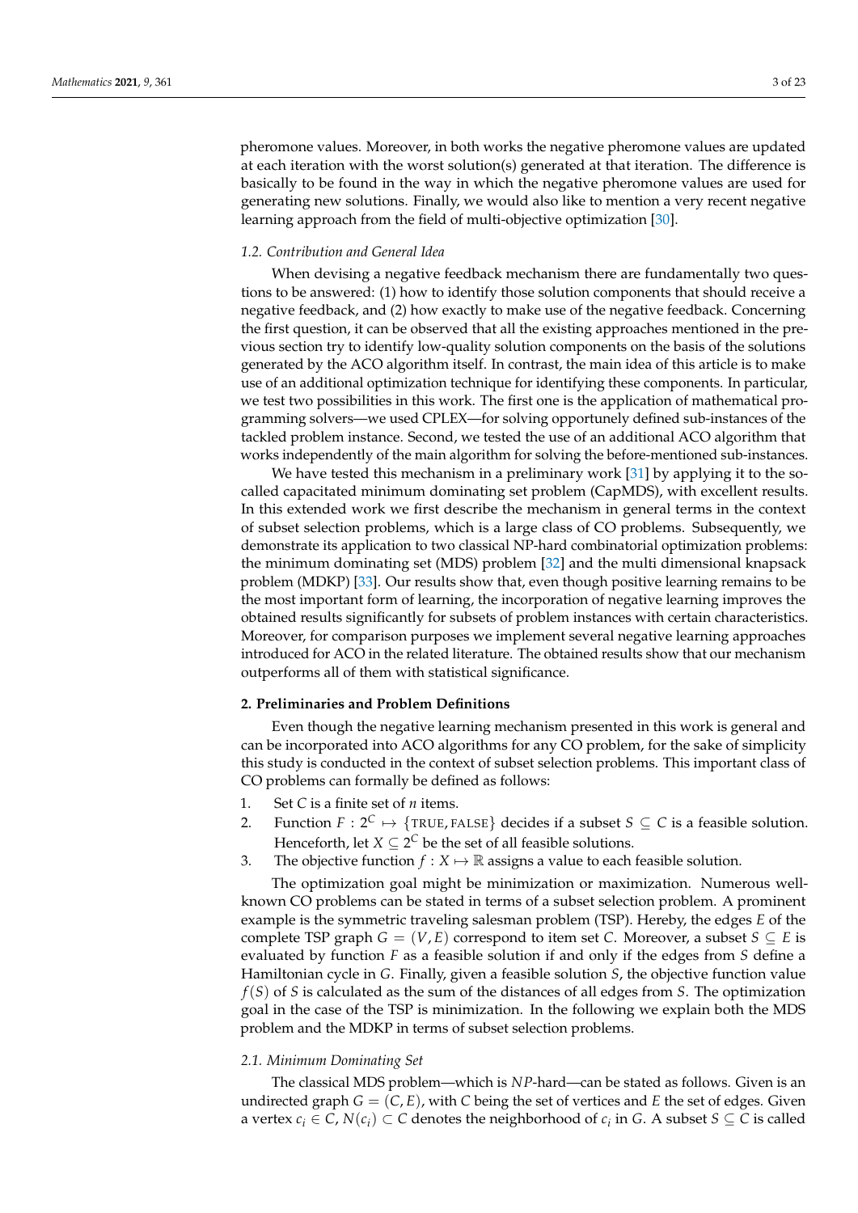pheromone values. Moreover, in both works the negative pheromone values are updated at each iteration with the worst solution(s) generated at that iteration. The difference is basically to be found in the way in which the negative pheromone values are used for generating new solutions. Finally, we would also like to mention a very recent negative learning approach from the field of multi-objective optimization [30].

### 1.2. Contribution and General Idea

When devising a negative feedback mechanism there are fundamentally two questions to be answered: (1) how to identify those solution components that should receive a negative feedback, and (2) how exactly to make use of the negative feedback. Concerning the first question, it can be observed that all the existing approaches mentioned in the previous section try to identify low-quality solution components on the basis of the solutions generated by the ACO algorithm itself. In contrast, the main idea of this article is to make use of an additional optimization technique for identifying these components. In particular, we test two possibilities in this work. The first one is the application of mathematical programming solvers—we used CPLEX—for solving opportunely defined sub-instances of the tackled problem instance. Second, we tested the use of an additional ACO algorithm that works independently of the main algorithm for solving the before-mentioned sub-instances.

We have tested this mechanism in a preliminary work [31] by applying it to the so-called capacitated minimum dominating set problem (CapMDS), with excellent results. In this extended work we first describe the mechanism in general terms in the context of subset selection problems, which is a large class of CO problems. Subsequently, we demonstrate its application to two classical NP-hard combinatorial optimization problems: the minimum dominating set (MDS) problem [32] and the multi dimensional knapsack problem (MDKP) [33]. Our results show that, even though positive learning remains to be the most important form of learning, the incorporation of negative learning improves the obtained results significantly for subsets of problem instances with certain characteristics. Moreover, for comparison purposes we implement several negative learning approaches introduced for ACO in the related literature. The obtained results show that our mechanism outperforms all of them with statistical significance.

## 2. Preliminaries and Problem Definitions

Even though the negative learning mechanism presented in this work is general and can be incorporated into ACO algorithms for any CO problem, for the sake of simplicity this study is conducted in the context of subset selection problems. This important class of CO problems can formally be defined as follows:

1. Set $C$ is a finite set of $n$ items.
2. Function $F : 2^C \mapsto \{\text{TRUE}, \text{FALSE}\}$ decides if a subset $S \subseteq C$ is a feasible solution. Henceforth, let $X \subseteq 2^C$ be the set of all feasible solutions.
3. The objective function $f : X \mapsto \mathbb{R}$ assigns a value to each feasible solution.

The optimization goal might be minimization or maximization. Numerous well-known CO problems can be stated in terms of a subset selection problem. A prominent example is the symmetric traveling salesman problem (TSP). Hereby, the edges $E$ of the complete TSP graph $G = (V, E)$ correspond to item set $C$. Moreover, a subset $S \subseteq E$ is evaluated by function $F$ as a feasible solution if and only if the edges from $S$ define a Hamiltonian cycle in $G$. Finally, given a feasible solution $S$, the objective function value $f(S)$ of $S$ is calculated as the sum of the distances of all edges from $S$. The optimization goal in the case of the TSP is minimization. In the following we explain both the MDS problem and the MDKP in terms of subset selection problems.

### 2.1. Minimum Dominating Set

The classical MDS problem—which is $NP$-hard—can be stated as follows. Given is an undirected graph $G = (C, E)$, with $C$ being the set of vertices and $E$ the set of edges. Given a vertex $c_i \in C$, $N(c_i) \subset C$ denotes the neighborhood of $c_i$ in $G$. A subset $S \subseteq C$ is called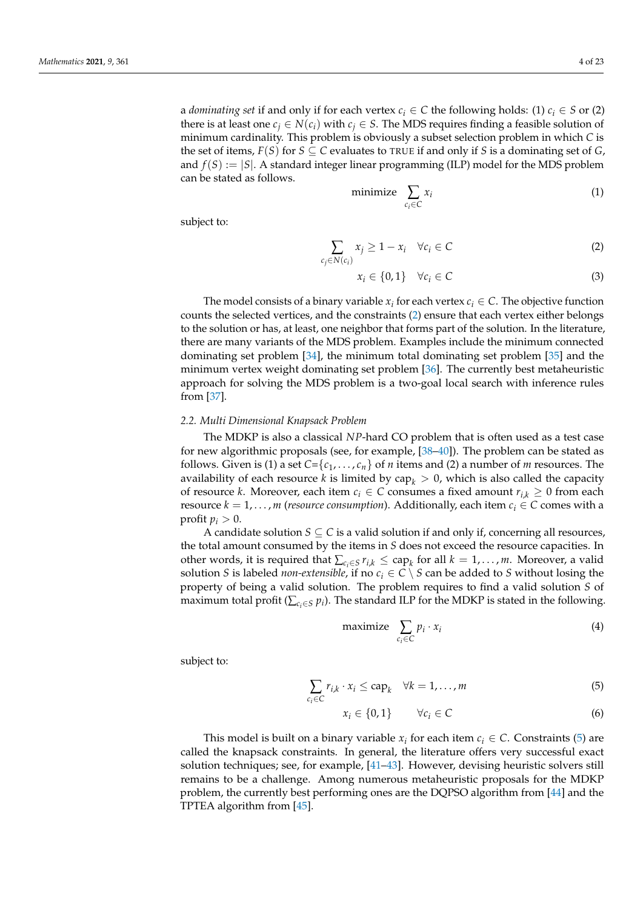a *dominating set* if and only if for each vertex $c_i \in C$ the following holds: (1) $c_i \in S$ or (2) there is at least one $c_j \in N(c_i)$ with $c_j \in S$. The MDS requires finding a feasible solution of minimum cardinality. This problem is obviously a subset selection problem in which $C$ is the set of items, $F(S)$ for $S \subseteq C$ evaluates to TRUE if and only if $S$ is a dominating set of $G$, and $f(S) := |S|$. A standard integer linear programming (ILP) model for the MDS problem can be stated as follows.

$$\text{minimize} \sum_{c_i \in C} x_i \tag{1}$$

subject to:

$$\sum_{c_j \in N(c_i)} x_j \geq 1 - x_i \quad \forall c_i \in C \tag{2}$$

$$x_i \in \{0, 1\} \quad \forall c_i \in C \tag{3}$$

The model consists of a binary variable $x_i$ for each vertex $c_i \in C$. The objective function counts the selected vertices, and the constraints (2) ensure that each vertex either belongs to the solution or has, at least, one neighbor that forms part of the solution. In the literature, there are many variants of the MDS problem. Examples include the minimum connected dominating set problem [34], the minimum total dominating set problem [35] and the minimum vertex weight dominating set problem [36]. The currently best metaheuristic approach for solving the MDS problem is a two-goal local search with inference rules from [37].

### 2.2. Multi Dimensional Knapsack Problem

The MDKP is also a classical $NP$-hard CO problem that is often used as a test case for new algorithmic proposals (see, for example, [38–40]). The problem can be stated as follows. Given is (1) a set $C=\{c_1, \ldots, c_n\}$ of $n$ items and (2) a number of $m$ resources. The availability of each resource $k$ is limited by $\text{cap}_k > 0$, which is also called the capacity of resource $k$. Moreover, each item $c_i \in C$ consumes a fixed amount $r_{i,k} \geq 0$ from each resource $k = 1, \ldots, m$ (*resource consumption*). Additionally, each item $c_i \in C$ comes with a profit $p_i > 0$.

A candidate solution $S \subseteq C$ is a valid solution if and only if, concerning all resources, the total amount consumed by the items in $S$ does not exceed the resource capacities. In other words, it is required that $\sum_{c_i \in S} r_{i,k} \leq \text{cap}_k$ for all $k = 1, \ldots, m$. Moreover, a valid solution $S$ is labeled *non-extensible*, if no $c_i \in C \setminus S$ can be added to $S$ without losing the property of being a valid solution. The problem requires to find a valid solution $S$ of maximum total profit ($\sum_{c_i \in S} p_i$). The standard ILP for the MDKP is stated in the following.

$$\text{maximize} \sum_{c_i \in C} p_i \cdot x_i \tag{4}$$

subject to:

$$\sum_{c_i \in C} r_{i,k} \cdot x_i \leq \text{cap}_k \quad \forall k = 1, \ldots, m \tag{5}$$

$$x_i \in \{0, 1\} \qquad \forall c_i \in C \tag{6}$$

This model is built on a binary variable $x_i$ for each item $c_i \in C$. Constraints (5) are called the knapsack constraints. In general, the literature offers very successful exact solution techniques; see, for example, [41–43]. However, devising heuristic solvers still remains to be a challenge. Among numerous metaheuristic proposals for the MDKP problem, the currently best performing ones are the DQPSO algorithm from [44] and the TPTEA algorithm from [45].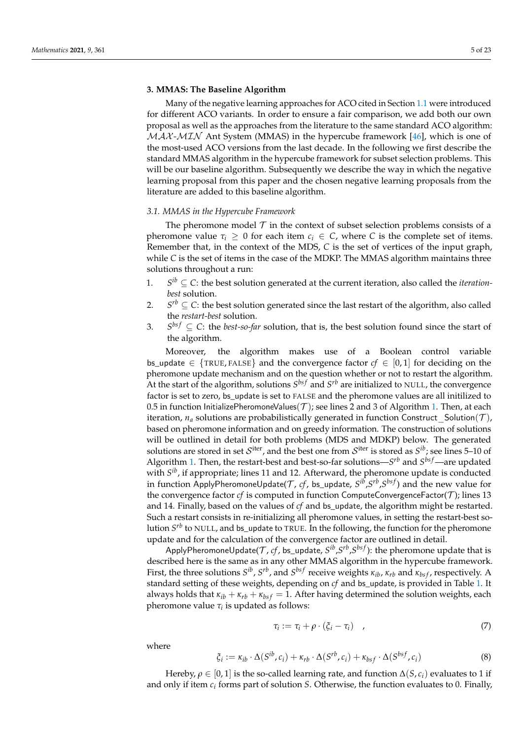## 3. MMAS: The Baseline Algorithm

Many of the negative learning approaches for ACO cited in Section 1.1 were introduced for different ACO variants. In order to ensure a fair comparison, we add both our own proposal as well as the approaches from the literature to the same standard ACO algorithm: $\mathcal{MAX}$-$\mathcal{MIN}$ Ant System (MMAS) in the hypercube framework [46], which is one of the most-used ACO versions from the last decade. In the following we first describe the standard MMAS algorithm in the hypercube framework for subset selection problems. This will be our baseline algorithm. Subsequently we describe the way in which the negative learning proposal from this paper and the chosen negative learning proposals from the literature are added to this baseline algorithm.

### 3.1. MMAS in the Hypercube Framework

The pheromone model $\mathcal{T}$ in the context of subset selection problems consists of a pheromone value $\tau_i \geq 0$ for each item $c_i \in C$, where $C$ is the complete set of items. Remember that, in the context of the MDS, $C$ is the set of vertices of the input graph, while $C$ is the set of items in the case of the MDKP. The MMAS algorithm maintains three solutions throughout a run:

1. $S^{ib} \subseteq C$: the best solution generated at the current iteration, also called the *iteration-best* solution.
2. $S^{rb} \subseteq C$: the best solution generated since the last restart of the algorithm, also called the *restart-best* solution.
3. $S^{bsf} \subseteq C$: the *best-so-far* solution, that is, the best solution found since the start of the algorithm.

Moreover, the algorithm makes use of a Boolean control variable bs_update $\in \{\text{TRUE}, \text{FALSE}\}$ and the convergence factor $cf \in [0,1]$ for deciding on the pheromone update mechanism and on the question whether or not to restart the algorithm. At the start of the algorithm, solutions $S^{bsf}$ and $S^{rb}$ are initialized to NULL, the convergence factor is set to zero, bs_update is set to FALSE and the pheromone values are all initilized to 0.5 in function InitializePheromoneValues($\mathcal{T}$); see lines 2 and 3 of Algorithm 1. Then, at each iteration, $n_a$ solutions are probabilistically generated in function Construct_Solution($\mathcal{T}$), based on pheromone information and on greedy information. The construction of solutions will be outlined in detail for both problems (MDS and MDKP) below. The generated solutions are stored in set $\mathcal{S}^{\text{iter}}$, and the best one from $\mathcal{S}^{\text{iter}}$ is stored as $S^{ib}$; see lines 5–10 of Algorithm 1. Then, the restart-best and best-so-far solutions—$S^{rb}$ and $S^{bsf}$—are updated with $S^{ib}$, if appropriate; lines 11 and 12. Afterward, the pheromone update is conducted in function ApplyPheromoneUpdate($\mathcal{T}$, $cf$, bs_update, $S^{ib}$,$S^{rb}$,$S^{bsf}$) and the new value for the convergence factor $cf$ is computed in function ComputeConvergenceFactor($\mathcal{T}$); lines 13 and 14. Finally, based on the values of $cf$ and bs_update, the algorithm might be restarted. Such a restart consists in re-initializing all pheromone values, in setting the restart-best solution $S^{rb}$ to NULL, and bs_update to TRUE. In the following, the function for the pheromone update and for the calculation of the convergence factor are outlined in detail.

ApplyPheromoneUpdate($\mathcal{T}$, $cf$, bs_update, $S^{ib}$,$S^{rb}$,$S^{bsf}$): the pheromone update that is described here is the same as in any other MMAS algorithm in the hypercube framework. First, the three solutions $S^{ib}$, $S^{rb}$, and $S^{bsf}$ receive weights $\kappa_{ib}$, $\kappa_{rb}$ and $\kappa_{bsf}$, respectively. A standard setting of these weights, depending on $cf$ and bs_update, is provided in Table 1. It always holds that $\kappa_{ib} + \kappa_{rb} + \kappa_{bsf} = 1$. After having determined the solution weights, each pheromone value $\tau_i$ is updated as follows:

$$\tau_i := \tau_i + \rho \cdot (\xi_i - \tau_i) \quad , \tag{7}$$

where

$$\xi_i := \kappa_{ib} \cdot \Delta(S^{ib}, c_i) + \kappa_{rb} \cdot \Delta(S^{rb}, c_i) + \kappa_{bsf} \cdot \Delta(S^{bsf}, c_i) \tag{8}$$

Hereby, $\rho \in [0,1]$ is the so-called learning rate, and function $\Delta(S, c_i)$ evaluates to 1 if and only if item $c_i$ forms part of solution $S$. Otherwise, the function evaluates to 0. Finally,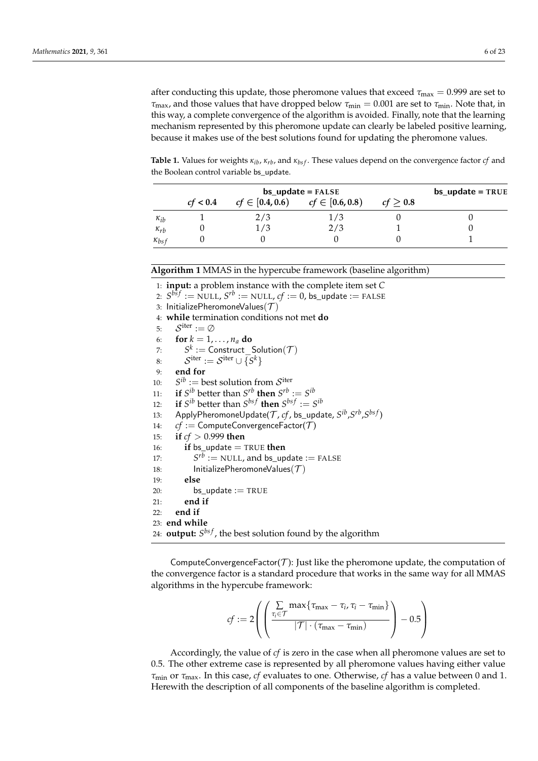after conducting this update, those pheromone values that exceed $\tau_{\max} = 0.999$ are set to $\tau_{\max}$, and those values that have dropped below $\tau_{\min} = 0.001$ are set to $\tau_{\min}$. Note that, in this way, a complete convergence of the algorithm is avoided. Finally, note that the learning mechanism represented by this pheromone update can clearly be labeled positive learning, because it makes use of the best solutions found for updating the pheromone values.

**Table 1.** Values for weights $\kappa_{ib}$, $\kappa_{rb}$, and $\kappa_{bsf}$. These values depend on the convergence factor $cf$ and the Boolean control variable bs_update.

| | **bs_update = FALSE** | | | | **bs_update = TRUE** |
|---|---|---|---|---|---|
| | $cf < 0.4$ | $cf \in [0.4, 0.6)$ | $cf \in [0.6, 0.8)$ | $cf \geq 0.8$ | |
| $\kappa_{ib}$ | 1 | 2/3 | 1/3 | 0 | 0 |
| $\kappa_{rb}$ | 0 | 1/3 | 2/3 | 1 | 0 |
| $\kappa_{bsf}$ | 0 | 0 | 0 | 0 | 1 |

**Algorithm 1** MMAS in the hypercube framework (baseline algorithm)

```
1: input: a problem instance with the complete item set C
2: S^bsf := NULL, S^rb := NULL, cf := 0, bs_update := FALSE
3: InitializePheromoneValues(T)
4: while termination conditions not met do
5:     S^iter := ∅
6:     for k = 1, ..., n_a do
7:         S^k := Construct_Solution(T)
8:         S^iter := S^iter ∪ {S^k}
9:     end for
10:    S^ib := best solution from S^iter
11:    if S^ib better than S^rb then S^rb := S^ib
12:    if S^ib better than S^bsf then S^bsf := S^ib
13:    ApplyPheromoneUpdate(T, cf, bs_update, S^ib, S^rb, S^bsf)
14:    cf := ComputeConvergenceFactor(T)
15:    if cf > 0.999 then
16:        if bs_update = TRUE then
17:            S^rb := NULL, and bs_update := FALSE
18:            InitializePheromoneValues(T)
19:        else
20:            bs_update := TRUE
21:        end if
22:    end if
23: end while
24: output: S^bsf, the best solution found by the algorithm
```

ComputeConvergenceFactor($\mathcal{T}$): Just like the pheromone update, the computation of the convergence factor is a standard procedure that works in the same way for all MMAS algorithms in the hypercube framework:

$$cf := 2\left(\left(\frac{\sum_{\tau_i \in \mathcal{T}} \max\{\tau_{\max} - \tau_i, \tau_i - \tau_{\min}\}}{|\mathcal{T}| \cdot (\tau_{\max} - \tau_{\min})}\right) - 0.5\right)$$

Accordingly, the value of $cf$ is zero in the case when all pheromone values are set to 0.5. The other extreme case is represented by all pheromone values having either value $\tau_{\min}$ or $\tau_{\max}$. In this case, $cf$ evaluates to one. Otherwise, $cf$ has a value between 0 and 1. Herewith the description of all components of the baseline algorithm is completed.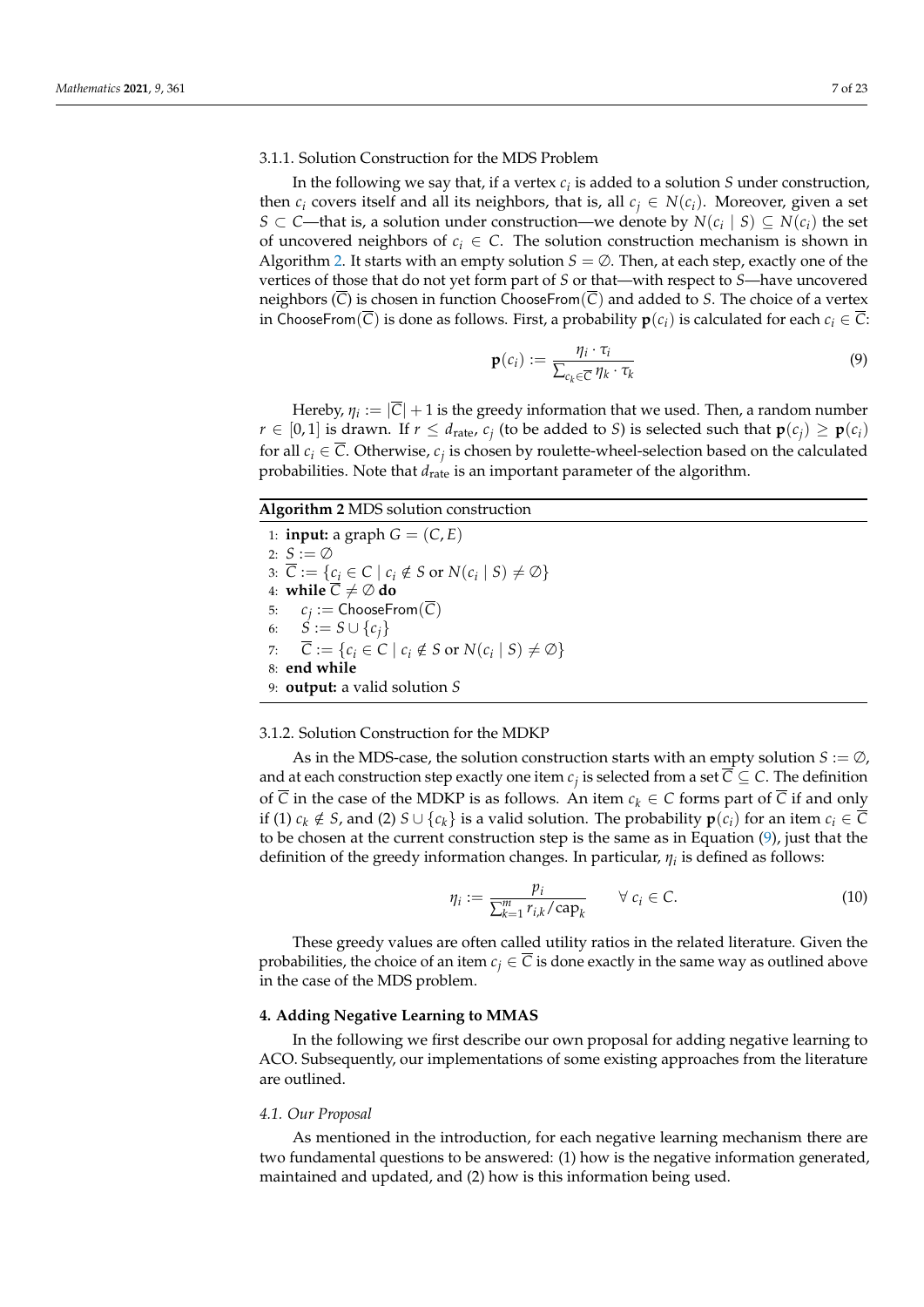#### 3.1.1. Solution Construction for the MDS Problem

In the following we say that, if a vertex $c_i$ is added to a solution $S$ under construction, then $c_i$ covers itself and all its neighbors, that is, all $c_j \in N(c_i)$. Moreover, given a set $S \subset C$—that is, a solution under construction—we denote by $N(c_i \mid S) \subseteq N(c_i)$ the set of uncovered neighbors of $c_i \in C$. The solution construction mechanism is shown in Algorithm 2. It starts with an empty solution $S = \emptyset$. Then, at each step, exactly one of the vertices of those that do not yet form part of $S$ or that—with respect to $S$—have uncovered neighbors ($\overline{C}$) is chosen in function $\mathsf{ChooseFrom}(\overline{C})$ and added to $S$. The choice of a vertex in $\mathsf{ChooseFrom}(\overline{C})$ is done as follows. First, a probability $\mathbf{p}(c_i)$ is calculated for each $c_i \in \overline{C}$:

$$\mathbf{p}(c_i) := \frac{\eta_i \cdot \tau_i}{\sum_{c_k \in \overline{C}} \eta_k \cdot \tau_k} \tag{9}$$

Hereby, $\eta_i := |\overline{C}| + 1$ is the greedy information that we used. Then, a random number $r \in [0, 1]$ is drawn. If $r \leq d_{\text{rate}}$, $c_j$ (to be added to $S$) is selected such that $\mathbf{p}(c_j) \geq \mathbf{p}(c_i)$ for all $c_i \in \overline{C}$. Otherwise, $c_j$ is chosen by roulette-wheel-selection based on the calculated probabilities. Note that $d_{\text{rate}}$ is an important parameter of the algorithm.

**Algorithm 2** MDS solution construction

1: **input:** a graph $G = (C, E)$
2: $S := \emptyset$
3: $\overline{C} := \{c_i \in C \mid c_i \notin S \text{ or } N(c_i \mid S) \neq \emptyset\}$
4: **while** $\overline{C} \neq \emptyset$ **do**
5: $\quad c_j := \mathsf{ChooseFrom}(\overline{C})$
6: $\quad S := S \cup \{c_j\}$
7: $\quad \overline{C} := \{c_i \in C \mid c_i \notin S \text{ or } N(c_i \mid S) \neq \emptyset\}$
8: **end while**
9: **output:** a valid solution $S$

#### 3.1.2. Solution Construction for the MDKP

As in the MDS-case, the solution construction starts with an empty solution $S := \emptyset$, and at each construction step exactly one item $c_j$ is selected from a set $\overline{C} \subseteq C$. The definition of $\overline{C}$ in the case of the MDKP is as follows. An item $c_k \in C$ forms part of $\overline{C}$ if and only if (1) $c_k \notin S$, and (2) $S \cup \{c_k\}$ is a valid solution. The probability $\mathbf{p}(c_i)$ for an item $c_i \in \overline{C}$ to be chosen at the current construction step is the same as in Equation (9), just that the definition of the greedy information changes. In particular, $\eta_i$ is defined as follows:

$$\eta_i := \frac{p_i}{\sum_{k=1}^{m} r_{i,k} / \text{cap}_k} \qquad \forall\ c_i \in C. \tag{10}$$

These greedy values are often called utility ratios in the related literature. Given the probabilities, the choice of an item $c_j \in \overline{C}$ is done exactly in the same way as outlined above in the case of the MDS problem.

## 4. Adding Negative Learning to MMAS

In the following we first describe our own proposal for adding negative learning to ACO. Subsequently, our implementations of some existing approaches from the literature are outlined.

### *4.1. Our Proposal*

As mentioned in the introduction, for each negative learning mechanism there are two fundamental questions to be answered: (1) how is the negative information generated, maintained and updated, and (2) how is this information being used.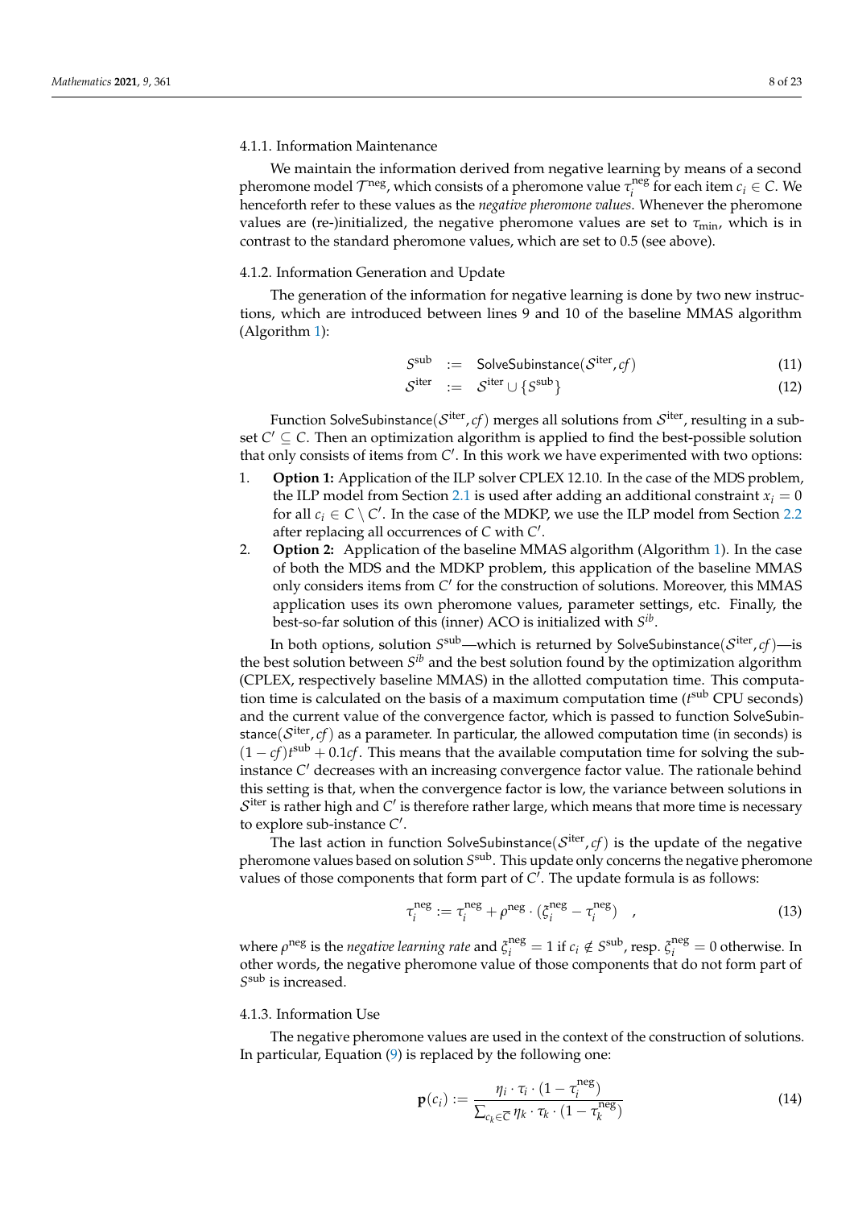#### 4.1.1. Information Maintenance

We maintain the information derived from negative learning by means of a second pheromone model $\mathcal{T}^{\text{neg}}$, which consists of a pheromone value $\tau_i^{\text{neg}}$ for each item $c_i \in C$. We henceforth refer to these values as the *negative pheromone values*. Whenever the pheromone values are (re-)initialized, the negative pheromone values are set to $\tau_{\min}$, which is in contrast to the standard pheromone values, which are set to 0.5 (see above).

#### 4.1.2. Information Generation and Update

The generation of the information for negative learning is done by two new instructions, which are introduced between lines 9 and 10 of the baseline MMAS algorithm (Algorithm 1):

$$S^{\text{sub}} := \mathsf{SolveSubinstance}(\mathcal{S}^{\text{iter}}, cf) \tag{11}$$

$$\mathcal{S}^{\text{iter}} := \mathcal{S}^{\text{iter}} \cup \{S^{\text{sub}}\} \tag{12}$$

Function $\mathsf{SolveSubinstance}(\mathcal{S}^{\text{iter}}, cf)$ merges all solutions from $\mathcal{S}^{\text{iter}}$, resulting in a subset $C' \subseteq C$. Then an optimization algorithm is applied to find the best-possible solution that only consists of items from $C'$. In this work we have experimented with two options:

1. **Option 1:** Application of the ILP solver CPLEX 12.10. In the case of the MDS problem, the ILP model from Section 2.1 is used after adding an additional constraint $x_i = 0$ for all $c_i \in C \setminus C'$. In the case of the MDKP, we use the ILP model from Section 2.2 after replacing all occurrences of $C$ with $C'$.
2. **Option 2:** Application of the baseline MMAS algorithm (Algorithm 1). In the case of both the MDS and the MDKP problem, this application of the baseline MMAS only considers items from $C'$ for the construction of solutions. Moreover, this MMAS application uses its own pheromone values, parameter settings, etc. Finally, the best-so-far solution of this (inner) ACO is initialized with $S^{ib}$.

In both options, solution $S^{\text{sub}}$—which is returned by $\mathsf{SolveSubinstance}(\mathcal{S}^{\text{iter}}, cf)$—is the best solution between $S^{ib}$ and the best solution found by the optimization algorithm (CPLEX, respectively baseline MMAS) in the allotted computation time. This computation time is calculated on the basis of a maximum computation time ($t^{\text{sub}}$ CPU seconds) and the current value of the convergence factor, which is passed to function $\mathsf{SolveSubinstance}(\mathcal{S}^{\text{iter}}, cf)$ as a parameter. In particular, the allowed computation time (in seconds) is $(1 - cf)t^{\text{sub}} + 0.1cf$. This means that the available computation time for solving the sub-instance $C'$ decreases with an increasing convergence factor value. The rationale behind this setting is that, when the convergence factor is low, the variance between solutions in $\mathcal{S}^{\text{iter}}$ is rather high and $C'$ is therefore rather large, which means that more time is necessary to explore sub-instance $C'$.

The last action in function $\mathsf{SolveSubinstance}(\mathcal{S}^{\text{iter}}, cf)$ is the update of the negative pheromone values based on solution $S^{\text{sub}}$. This update only concerns the negative pheromone values of those components that form part of $C'$. The update formula is as follows:

$$\tau_i^{\text{neg}} := \tau_i^{\text{neg}} + \rho^{\text{neg}} \cdot (\xi_i^{\text{neg}} - \tau_i^{\text{neg}}) \quad , \tag{13}$$

where $\rho^{\text{neg}}$ is the *negative learning rate* and $\xi_i^{\text{neg}} = 1$ if $c_i \notin S^{\text{sub}}$, resp. $\xi_i^{\text{neg}} = 0$ otherwise. In other words, the negative pheromone value of those components that do not form part of $S^{\text{sub}}$ is increased.

#### 4.1.3. Information Use

The negative pheromone values are used in the context of the construction of solutions. In particular, Equation (9) is replaced by the following one:

$$\mathbf{p}(c_i) := \frac{\eta_i \cdot \tau_i \cdot (1 - \tau_i^{\text{neg}})}{\sum_{c_k \in \overline{C}} \eta_k \cdot \tau_k \cdot (1 - \tau_k^{\text{neg}})} \tag{14}$$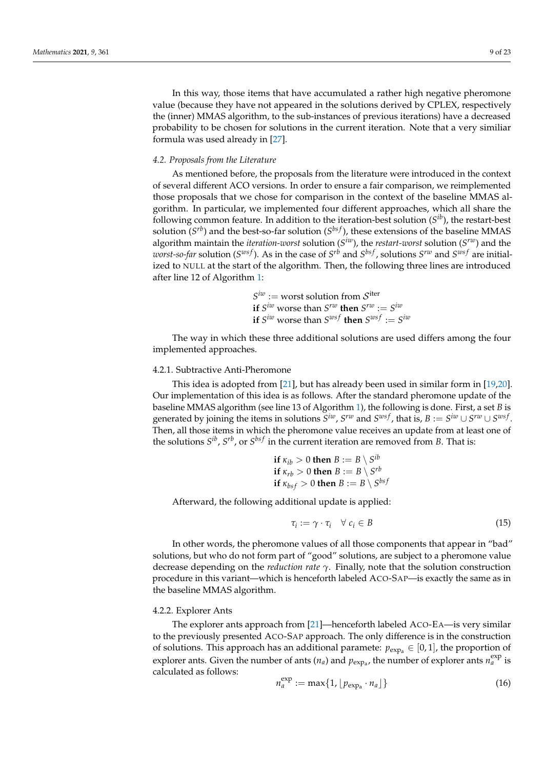In this way, those items that have accumulated a rather high negative pheromone value (because they have not appeared in the solutions derived by CPLEX, respectively the (inner) MMAS algorithm, to the sub-instances of previous iterations) have a decreased probability to be chosen for solutions in the current iteration. Note that a very similiar formula was used already in [27].

### 4.2. Proposals from the Literature

As mentioned before, the proposals from the literature were introduced in the context of several different ACO versions. In order to ensure a fair comparison, we reimplemented those proposals that we chose for comparison in the context of the baseline MMAS algorithm. In particular, we implemented four different approaches, which all share the following common feature. In addition to the iteration-best solution ($S^{ib}$), the restart-best solution ($S^{rb}$) and the best-so-far solution ($S^{bsf}$), these extensions of the baseline MMAS algorithm maintain the *iteration-worst* solution ($S^{iw}$), the *restart-worst* solution ($S^{rw}$) and the *worst-so-far* solution ($S^{wsf}$). As in the case of $S^{rb}$ and $S^{bsf}$, solutions $S^{rw}$ and $S^{wsf}$ are initialized to NULL at the start of the algorithm. Then, the following three lines are introduced after line 12 of Algorithm 1:

$$
\begin{aligned}
& S^{iw} := \text{worst solution from } \mathcal{S}^{\text{iter}} \\
& \textbf{if } S^{iw} \text{ worse than } S^{rw} \textbf{ then } S^{rw} := S^{iw} \\
& \textbf{if } S^{iw} \text{ worse than } S^{wsf} \textbf{ then } S^{wsf} := S^{iw}
\end{aligned}
$$

The way in which these three additional solutions are used differs among the four implemented approaches.

#### 4.2.1. Subtractive Anti-Pheromone

This idea is adopted from [21], but has already been used in similar form in [19,20]. Our implementation of this idea is as follows. After the standard pheromone update of the baseline MMAS algorithm (see line 13 of Algorithm 1), the following is done. First, a set $B$ is generated by joining the items in solutions $S^{iw}$, $S^{rw}$ and $S^{wsf}$, that is, $B := S^{iw} \cup S^{rw} \cup S^{wsf}$. Then, all those items in which the pheromone value receives an update from at least one of the solutions $S^{ib}$, $S^{rb}$, or $S^{bsf}$ in the current iteration are removed from $B$. That is:

$$
\begin{aligned}
& \textbf{if } \kappa_{ib} > 0 \textbf{ then } B := B \setminus S^{ib} \\
& \textbf{if } \kappa_{rb} > 0 \textbf{ then } B := B \setminus S^{rb} \\
& \textbf{if } \kappa_{bsf} > 0 \textbf{ then } B := B \setminus S^{bsf}
\end{aligned}
$$

Afterward, the following additional update is applied:

$$
\tau_i := \gamma \cdot \tau_i \quad \forall\ c_i \in B \tag{15}
$$

In other words, the pheromone values of all those components that appear in "bad" solutions, but who do not form part of "good" solutions, are subject to a pheromone value decrease depending on the *reduction rate* $\gamma$. Finally, note that the solution construction procedure in this variant—which is henceforth labeled ACO-SAP—is exactly the same as in the baseline MMAS algorithm.

#### 4.2.2. Explorer Ants

The explorer ants approach from [21]—henceforth labeled ACO-EA—is very similar to the previously presented ACO-SAP approach. The only difference is in the construction of solutions. This approach has an additional paramete: $p_{\text{exp}_\text{a}} \in [0,1]$, the proportion of explorer ants. Given the number of ants ($n_a$) and $p_{\text{exp}_\text{a}}$, the number of explorer ants $n_a^{\text{exp}}$ is calculated as follows:

$$
n_a^{\text{exp}} := \max\{1, \lfloor p_{\text{exp}_\text{a}} \cdot n_a \rfloor\} \tag{16}
$$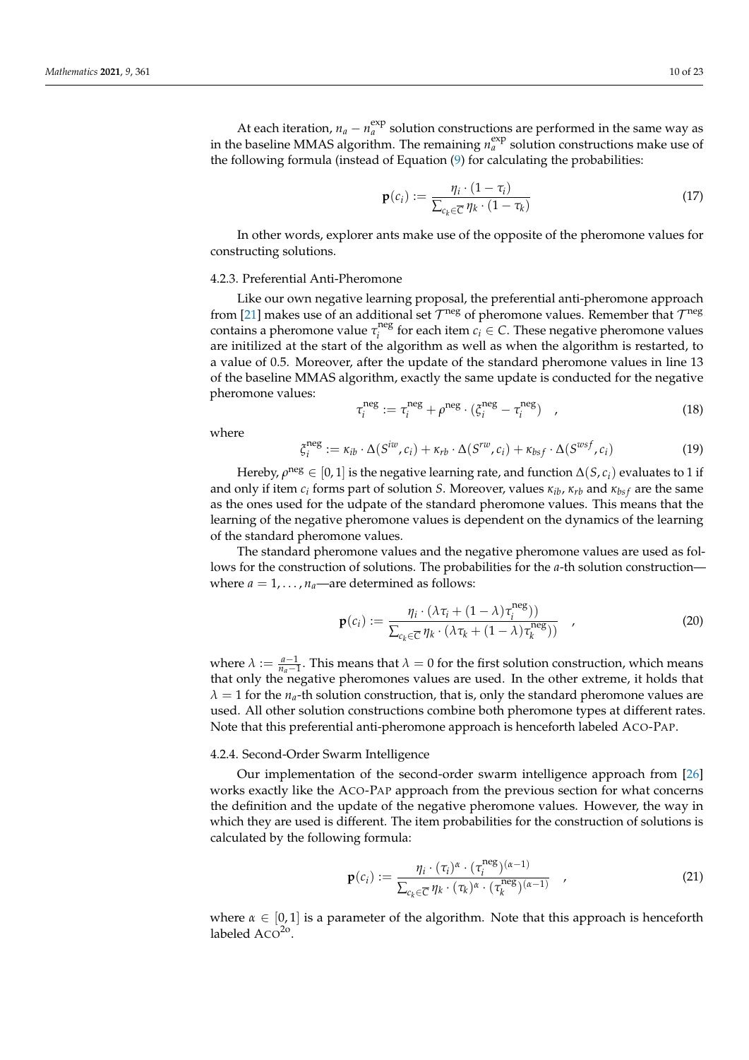At each iteration, $n_a - n_a^{\exp}$ solution constructions are performed in the same way as in the baseline MMAS algorithm. The remaining $n_a^{\exp}$ solution constructions make use of the following formula (instead of Equation (9)) for calculating the probabilities:

$$\mathbf{p}(c_i) := \frac{\eta_i \cdot (1 - \tau_i)}{\sum_{c_k \in \overline{C}} \eta_k \cdot (1 - \tau_k)} \tag{17}$$

In other words, explorer ants make use of the opposite of the pheromone values for constructing solutions.

#### 4.2.3. Preferential Anti-Pheromone

Like our own negative learning proposal, the preferential anti-pheromone approach from [21] makes use of an additional set $\mathcal{T}^{\text{neg}}$ of pheromone values. Remember that $\mathcal{T}^{\text{neg}}$ contains a pheromone value $\tau_i^{\text{neg}}$ for each item $c_i \in C$. These negative pheromone values are initilized at the start of the algorithm as well as when the algorithm is restarted, to a value of 0.5. Moreover, after the update of the standard pheromone values in line 13 of the baseline MMAS algorithm, exactly the same update is conducted for the negative pheromone values:

$$\tau_i^{\text{neg}} := \tau_i^{\text{neg}} + \rho^{\text{neg}} \cdot (\xi_i^{\text{neg}} - \tau_i^{\text{neg}}) \quad , \tag{18}$$

where

$$\xi_i^{\text{neg}} := \kappa_{ib} \cdot \Delta(S^{iw}, c_i) + \kappa_{rb} \cdot \Delta(S^{rw}, c_i) + \kappa_{bsf} \cdot \Delta(S^{wsf}, c_i) \tag{19}$$

Hereby, $\rho^{\text{neg}} \in [0, 1]$ is the negative learning rate, and function $\Delta(S, c_i)$ evaluates to 1 if and only if item $c_i$ forms part of solution $S$. Moreover, values $\kappa_{ib}$, $\kappa_{rb}$ and $\kappa_{bsf}$ are the same as the ones used for the udpate of the standard pheromone values. This means that the learning of the negative pheromone values is dependent on the dynamics of the learning of the standard pheromone values.

The standard pheromone values and the negative pheromone values are used as follows for the construction of solutions. The probabilities for the $a$-th solution construction—where $a = 1, \ldots, n_a$—are determined as follows:

$$\mathbf{p}(c_i) := \frac{\eta_i \cdot (\lambda \tau_i + (1 - \lambda) \tau_i^{\text{neg}}))}{\sum_{c_k \in \overline{C}} \eta_k \cdot (\lambda \tau_k + (1 - \lambda) \tau_k^{\text{neg}}))} \quad , \tag{20}$$

where $\lambda := \frac{a-1}{n_a - 1}$. This means that $\lambda = 0$ for the first solution construction, which means that only the negative pheromones values are used. In the other extreme, it holds that $\lambda = 1$ for the $n_a$-th solution construction, that is, only the standard pheromone values are used. All other solution constructions combine both pheromone types at different rates. Note that this preferential anti-pheromone approach is henceforth labeled ACO-PAP.

#### 4.2.4. Second-Order Swarm Intelligence

Our implementation of the second-order swarm intelligence approach from [26] works exactly like the ACO-PAP approach from the previous section for what concerns the definition and the update of the negative pheromone values. However, the way in which they are used is different. The item probabilities for the construction of solutions is calculated by the following formula:

$$\mathbf{p}(c_i) := \frac{\eta_i \cdot (\tau_i)^{\alpha} \cdot (\tau_i^{\text{neg}})^{(\alpha - 1)}}{\sum_{c_k \in \overline{C}} \eta_k \cdot (\tau_k)^{\alpha} \cdot (\tau_k^{\text{neg}})^{(\alpha - 1)}} \quad , \tag{21}$$

where $\alpha \in [0, 1]$ is a parameter of the algorithm. Note that this approach is henceforth labeled ACO$^{2o}$.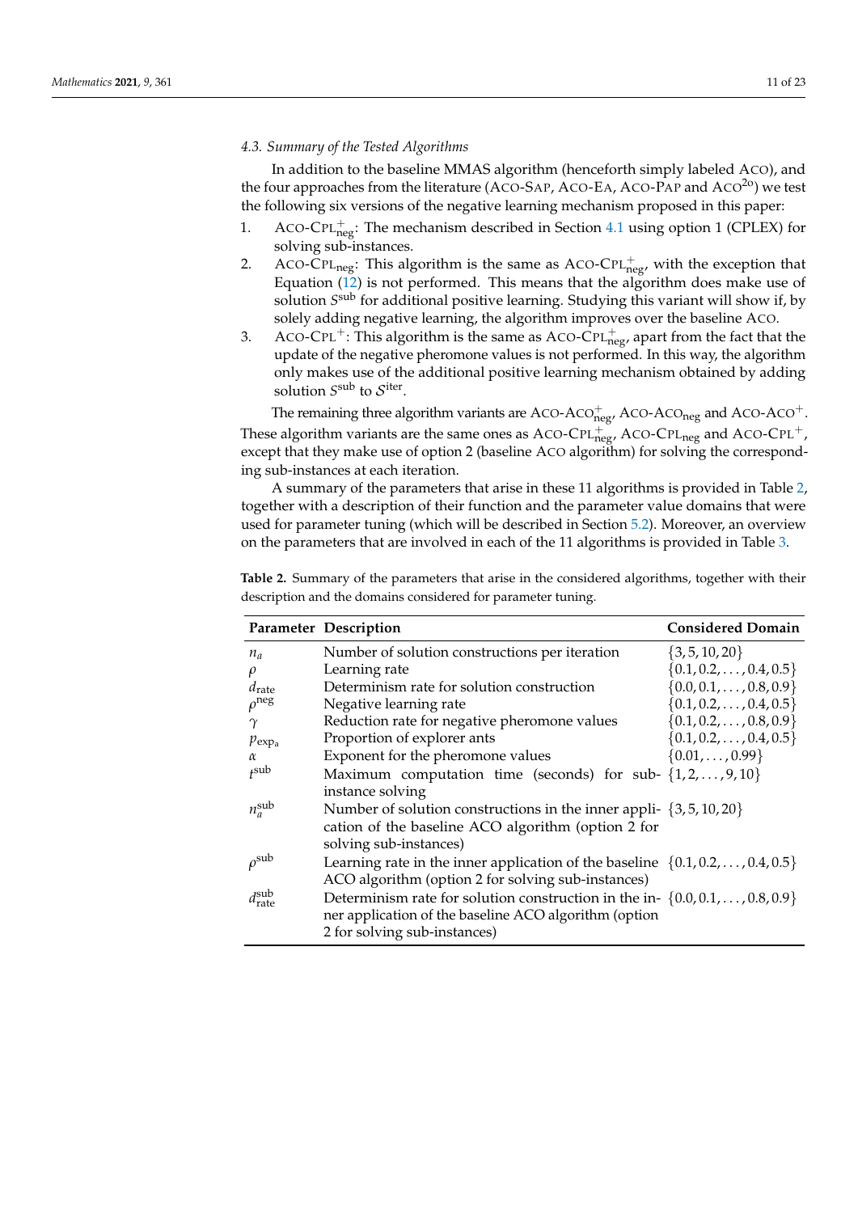### 4.3. Summary of the Tested Algorithms

In addition to the baseline MMAS algorithm (henceforth simply labeled ACO), and the four approaches from the literature (ACO-SAP, ACO-EA, ACO-PAP and ACO$^{2o}$) we test the following six versions of the negative learning mechanism proposed in this paper:

1. ACO-CPL$^+_{\text{neg}}$: The mechanism described in Section 4.1 using option 1 (CPLEX) for solving sub-instances.
2. ACO-CPL$_{\text{neg}}$: This algorithm is the same as ACO-CPL$^+_{\text{neg}}$, with the exception that Equation (12) is not performed. This means that the algorithm does make use of solution $S^{\text{sub}}$ for additional positive learning. Studying this variant will show if, by solely adding negative learning, the algorithm improves over the baseline ACO.
3. ACO-CPL$^+$: This algorithm is the same as ACO-CPL$^+_{\text{neg}}$, apart from the fact that the update of the negative pheromone values is not performed. In this way, the algorithm only makes use of the additional positive learning mechanism obtained by adding solution $S^{\text{sub}}$ to $\mathcal{S}^{\text{iter}}$.

The remaining three algorithm variants are ACO-ACO$^+_{\text{neg}}$, ACO-ACO$_{\text{neg}}$ and ACO-ACO$^+$. These algorithm variants are the same ones as ACO-CPL$^+_{\text{neg}}$, ACO-CPL$_{\text{neg}}$ and ACO-CPL$^+$, except that they make use of option 2 (baseline ACO algorithm) for solving the corresponding sub-instances at each iteration.

A summary of the parameters that arise in these 11 algorithms is provided in Table 2, together with a description of their function and the parameter value domains that were used for parameter tuning (which will be described in Section 5.2). Moreover, an overview on the parameters that are involved in each of the 11 algorithms is provided in Table 3.

**Table 2.** Summary of the parameters that arise in the considered algorithms, together with their description and the domains considered for parameter tuning.

| Parameter | Description | Considered Domain |
|---|---|---|
| $n_a$ | Number of solution constructions per iteration | $\{3, 5, 10, 20\}$ |
| $\rho$ | Learning rate | $\{0.1, 0.2, \ldots, 0.4, 0.5\}$ |
| $d_{\text{rate}}$ | Determinism rate for solution construction | $\{0.0, 0.1, \ldots, 0.8, 0.9\}$ |
| $\rho^{\text{neg}}$ | Negative learning rate | $\{0.1, 0.2, \ldots, 0.4, 0.5\}$ |
| $\gamma$ | Reduction rate for negative pheromone values | $\{0.1, 0.2, \ldots, 0.8, 0.9\}$ |
| $p_{\text{exp}_\text{a}}$ | Proportion of explorer ants | $\{0.1, 0.2, \ldots, 0.4, 0.5\}$ |
| $\alpha$ | Exponent for the pheromone values | $\{0.01, \ldots, 0.99\}$ |
| $t^{\text{sub}}$ | Maximum computation time (seconds) for sub-instance solving | $\{1, 2, \ldots, 9, 10\}$ |
| $n_a^{\text{sub}}$ | Number of solution constructions in the inner application of the baseline ACO algorithm (option 2 for solving sub-instances) | $\{3, 5, 10, 20\}$ |
| $\rho^{\text{sub}}$ | Learning rate in the inner application of the baseline ACO algorithm (option 2 for solving sub-instances) | $\{0.1, 0.2, \ldots, 0.4, 0.5\}$ |
| $d_{\text{rate}}^{\text{sub}}$ | Determinism rate for solution construction in the inner application of the baseline ACO algorithm (option 2 for solving sub-instances) | $\{0.0, 0.1, \ldots, 0.8, 0.9\}$ |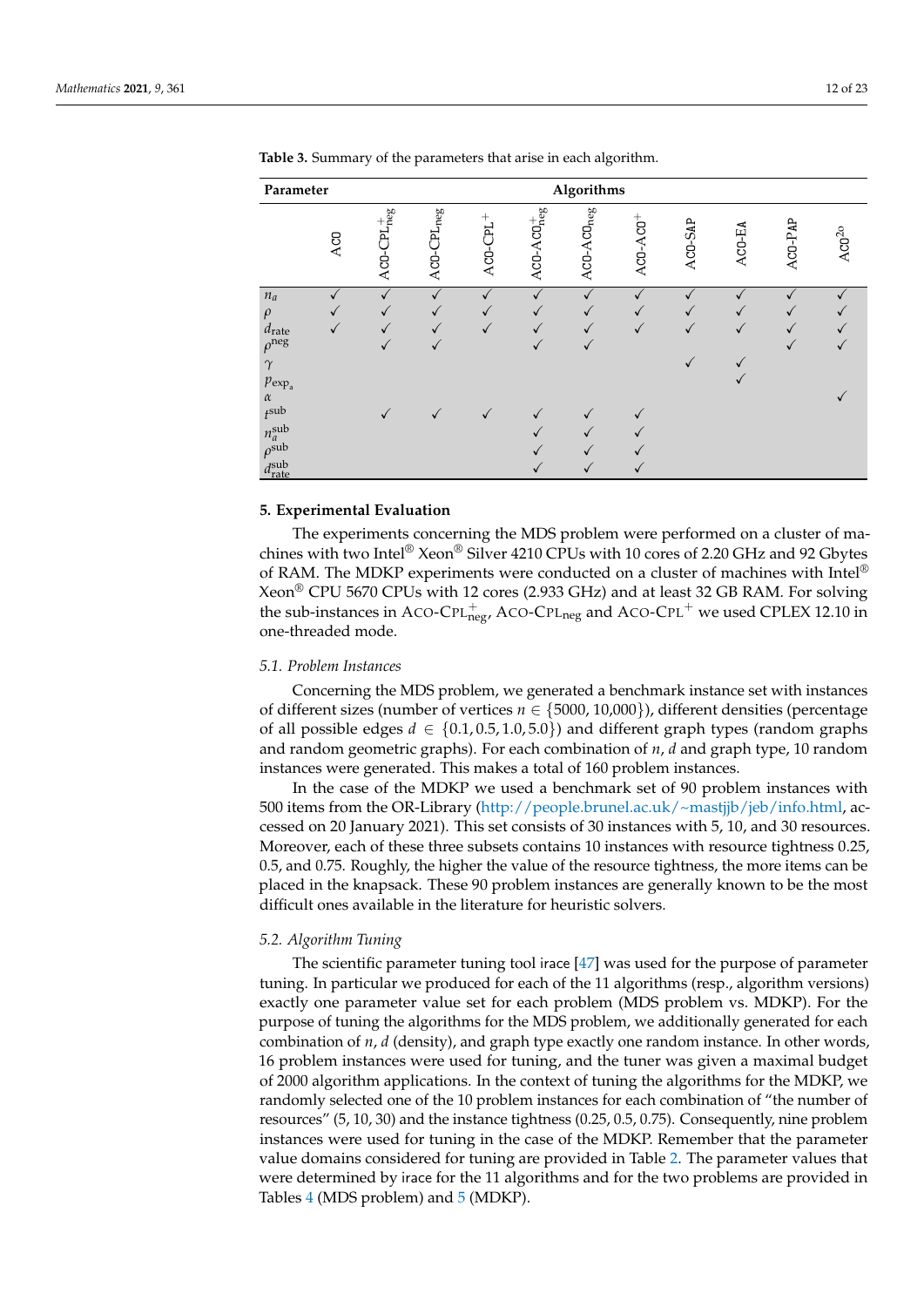**Table 3.** Summary of the parameters that arise in each algorithm.

| Parameter | Algorithms | | | | | | | | | | |
|---|---|---|---|---|---|---|---|---|---|---|---|
| | ACO | ACO-CPL$^{+}_{\text{neg}}$ | ACO-CPL$_{\text{neg}}$ | ACO-CPL$^{+}$ | ACO-ACO$^{+}_{\text{neg}}$ | ACO-ACO$_{\text{neg}}$ | ACO-ACO$^{+}$ | ACO-SAP | ACO-EA | ACO-PAP | ACO$^{2o}$ |
| $n_a$ | ✓ | ✓ | ✓ | ✓ | ✓ | ✓ | ✓ | ✓ | ✓ | ✓ | ✓ |
| $\rho$ | ✓ | ✓ | ✓ | ✓ | ✓ | ✓ | ✓ | ✓ | ✓ | ✓ | ✓ |
| $d_{\text{rate}}$ | ✓ | ✓ | ✓ | ✓ | ✓ | ✓ | ✓ | ✓ | ✓ | ✓ | ✓ |
| $\rho^{\text{neg}}$ | | ✓ | ✓ | | ✓ | ✓ | | | | ✓ | ✓ |
| $\gamma$ | | | | | | | | ✓ | ✓ | | |
| $p_{\text{exp}_a}$ | | | | | | | | | ✓ | | |
| $\alpha$ | | | | | | | | | | | ✓ |
| $t^{\text{sub}}$ | | ✓ | ✓ | ✓ | ✓ | ✓ | ✓ | | | | |
| $n_a^{\text{sub}}$ | | | | | ✓ | ✓ | ✓ | | | | |
| $\rho^{\text{sub}}$ | | | | | ✓ | ✓ | ✓ | | | | |
| $d_{\text{rate}}^{\text{sub}}$ | | | | | ✓ | ✓ | ✓ | | | | |

## 5. Experimental Evaluation

The experiments concerning the MDS problem were performed on a cluster of machines with two Intel® Xeon® Silver 4210 CPUs with 10 cores of 2.20 GHz and 92 Gbytes of RAM. The MDKP experiments were conducted on a cluster of machines with Intel® Xeon® CPU 5670 CPUs with 12 cores (2.933 GHz) and at least 32 GB RAM. For solving the sub-instances in ACO-CPL$^{+}_{\text{neg}}$, ACO-CPL$_{\text{neg}}$ and ACO-CPL$^{+}$ we used CPLEX 12.10 in one-threaded mode.

### 5.1. Problem Instances

Concerning the MDS problem, we generated a benchmark instance set with instances of different sizes (number of vertices $n \in \{5000, 10{,}000\}$), different densities (percentage of all possible edges $d \in \{0.1, 0.5, 1.0, 5.0\}$) and different graph types (random graphs and random geometric graphs). For each combination of $n$, $d$ and graph type, 10 random instances were generated. This makes a total of 160 problem instances.

In the case of the MDKP we used a benchmark set of 90 problem instances with 500 items from the OR-Library (http://people.brunel.ac.uk/~mastjjb/jeb/info.html, accessed on 20 January 2021). This set consists of 30 instances with 5, 10, and 30 resources. Moreover, each of these three subsets contains 10 instances with resource tightness 0.25, 0.5, and 0.75. Roughly, the higher the value of the resource tightness, the more items can be placed in the knapsack. These 90 problem instances are generally known to be the most difficult ones available in the literature for heuristic solvers.

### 5.2. Algorithm Tuning

The scientific parameter tuning tool irace [47] was used for the purpose of parameter tuning. In particular we produced for each of the 11 algorithms (resp., algorithm versions) exactly one parameter value set for each problem (MDS problem vs. MDKP). For the purpose of tuning the algorithms for the MDS problem, we additionally generated for each combination of $n$, $d$ (density), and graph type exactly one random instance. In other words, 16 problem instances were used for tuning, and the tuner was given a maximal budget of 2000 algorithm applications. In the context of tuning the algorithms for the MDKP, we randomly selected one of the 10 problem instances for each combination of "the number of resources" (5, 10, 30) and the instance tightness (0.25, 0.5, 0.75). Consequently, nine problem instances were used for tuning in the case of the MDKP. Remember that the parameter value domains considered for tuning are provided in Table 2. The parameter values that were determined by irace for the 11 algorithms and for the two problems are provided in Tables 4 (MDS problem) and 5 (MDKP).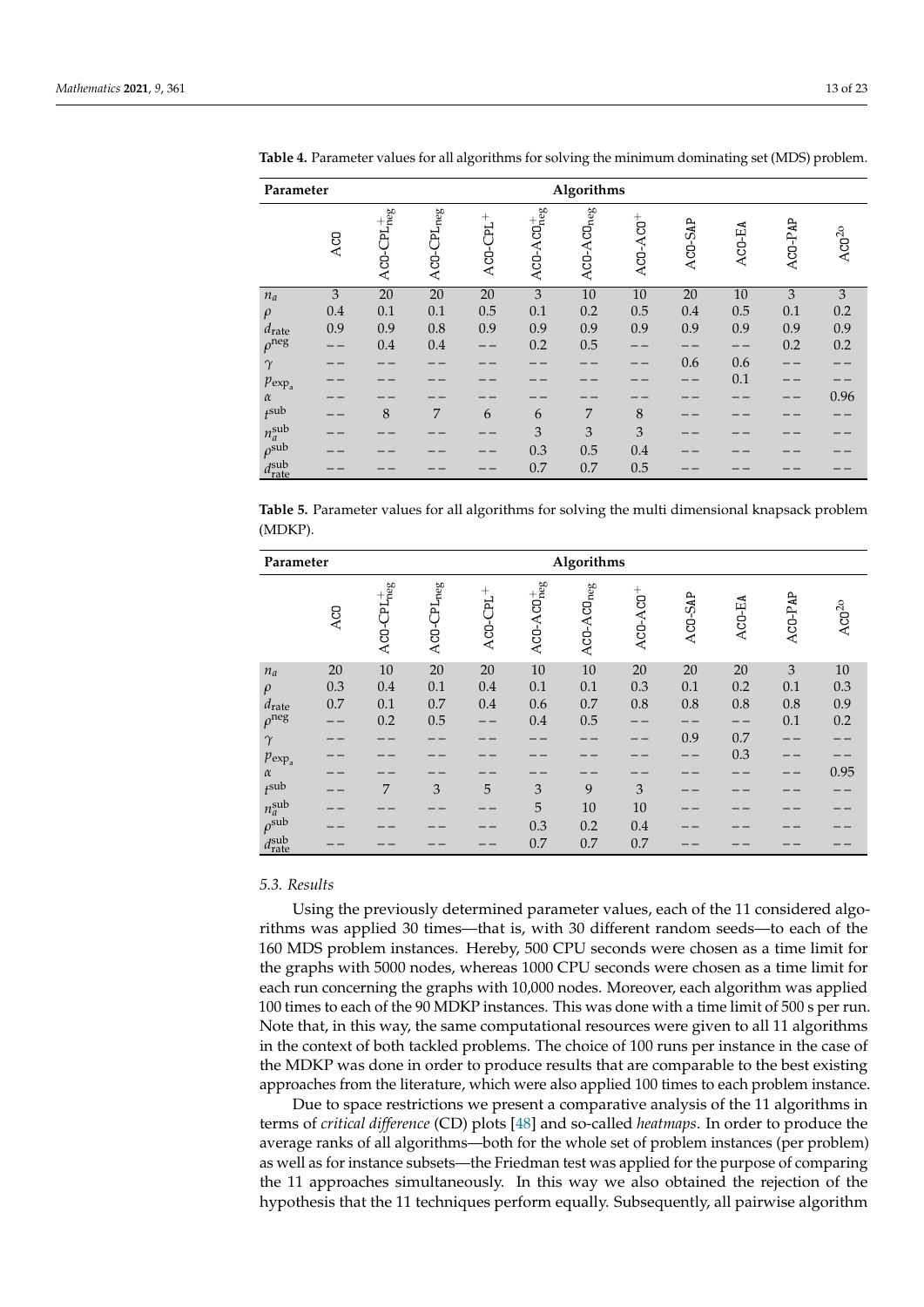**Table 4.** Parameter values for all algorithms for solving the minimum dominating set (MDS) problem.

| Parameter | Algorithms | | | | | | | | | | |
|---|---|---|---|---|---|---|---|---|---|---|---|
| | ACO | ACO-CPL$^{+}_{\text{neg}}$ | ACO-CPL$_{\text{neg}}$ | ACO-CPL$^{+}$ | ACO-ACO$^{+}_{\text{neg}}$ | ACO-ACO$_{\text{neg}}$ | ACO-ACO$^{+}$ | ACO-SAP | ACO-EA | ACO-PAP | ACO$^{2o}$ |
| $n_a$ | 3 | 20 | 20 | 20 | 3 | 10 | 10 | 20 | 10 | 3 | 3 |
| $\rho$ | 0.4 | 0.1 | 0.1 | 0.5 | 0.1 | 0.2 | 0.5 | 0.4 | 0.5 | 0.1 | 0.2 |
| $d_{\text{rate}}$ | 0.9 | 0.9 | 0.8 | 0.9 | 0.9 | 0.9 | 0.9 | 0.9 | 0.9 | 0.9 | 0.9 |
| $\rho^{\text{neg}}$ | −− | 0.4 | 0.4 | −− | 0.2 | 0.5 | −− | −− | −− | 0.2 | 0.2 |
| $\gamma$ | −− | −− | −− | −− | −− | −− | −− | 0.6 | 0.6 | −− | −− |
| $p_{\exp_a}$ | −− | −− | −− | −− | −− | −− | −− | −− | 0.1 | −− | −− |
| $\alpha$ | −− | −− | −− | −− | −− | −− | −− | −− | −− | −− | 0.96 |
| $t^{\text{sub}}$ | −− | 8 | 7 | 6 | 6 | 7 | 8 | −− | −− | −− | −− |
| $n_a^{\text{sub}}$ | −− | −− | −− | −− | 3 | 3 | 3 | −− | −− | −− | −− |
| $\rho^{\text{sub}}$ | −− | −− | −− | −− | 0.3 | 0.5 | 0.4 | −− | −− | −− | −− |
| $d_{\text{rate}}^{\text{sub}}$ | −− | −− | −− | −− | 0.7 | 0.7 | 0.5 | −− | −− | −− | −− |

**Table 5.** Parameter values for all algorithms for solving the multi dimensional knapsack problem (MDKP).

| Parameter | Algorithms | | | | | | | | | | |
|---|---|---|---|---|---|---|---|---|---|---|---|
| | ACO | ACO-CPL$^{+}_{\text{neg}}$ | ACO-CPL$_{\text{neg}}$ | ACO-CPL$^{+}$ | ACO-ACO$^{+}_{\text{neg}}$ | ACO-ACO$_{\text{neg}}$ | ACO-ACO$^{+}$ | ACO-SAP | ACO-EA | ACO-PAP | ACO$^{2o}$ |
| $n_a$ | 20 | 10 | 20 | 20 | 10 | 10 | 20 | 20 | 20 | 3 | 10 |
| $\rho$ | 0.3 | 0.4 | 0.1 | 0.4 | 0.1 | 0.1 | 0.3 | 0.1 | 0.2 | 0.1 | 0.3 |
| $d_{\text{rate}}$ | 0.7 | 0.1 | 0.7 | 0.4 | 0.6 | 0.7 | 0.8 | 0.8 | 0.8 | 0.8 | 0.9 |
| $\rho^{\text{neg}}$ | −− | 0.2 | 0.5 | −− | 0.4 | 0.5 | −− | −− | −− | 0.1 | 0.2 |
| $\gamma$ | −− | −− | −− | −− | −− | −− | −− | 0.9 | 0.7 | −− | −− |
| $p_{\exp_a}$ | −− | −− | −− | −− | −− | −− | −− | −− | 0.3 | −− | −− |
| $\alpha$ | −− | −− | −− | −− | −− | −− | −− | −− | −− | −− | 0.95 |
| $t^{\text{sub}}$ | −− | 7 | 3 | 5 | 3 | 9 | 3 | −− | −− | −− | −− |
| $n_a^{\text{sub}}$ | −− | −− | −− | −− | 5 | 10 | 10 | −− | −− | −− | −− |
| $\rho^{\text{sub}}$ | −− | −− | −− | −− | 0.3 | 0.2 | 0.4 | −− | −− | −− | −− |
| $d_{\text{rate}}^{\text{sub}}$ | −− | −− | −− | −− | 0.7 | 0.7 | 0.7 | −− | −− | −− | −− |

### 5.3. Results

Using the previously determined parameter values, each of the 11 considered algorithms was applied 30 times—that is, with 30 different random seeds—to each of the 160 MDS problem instances. Hereby, 500 CPU seconds were chosen as a time limit for the graphs with 5000 nodes, whereas 1000 CPU seconds were chosen as a time limit for each run concerning the graphs with 10,000 nodes. Moreover, each algorithm was applied 100 times to each of the 90 MDKP instances. This was done with a time limit of 500 s per run. Note that, in this way, the same computational resources were given to all 11 algorithms in the context of both tackled problems. The choice of 100 runs per instance in the case of the MDKP was done in order to produce results that are comparable to the best existing approaches from the literature, which were also applied 100 times to each problem instance.

Due to space restrictions we present a comparative analysis of the 11 algorithms in terms of *critical difference* (CD) plots [48] and so-called *heatmaps*. In order to produce the average ranks of all algorithms—both for the whole set of problem instances (per problem) as well as for instance subsets—the Friedman test was applied for the purpose of comparing the 11 approaches simultaneously. In this way we also obtained the rejection of the hypothesis that the 11 techniques perform equally. Subsequently, all pairwise algorithm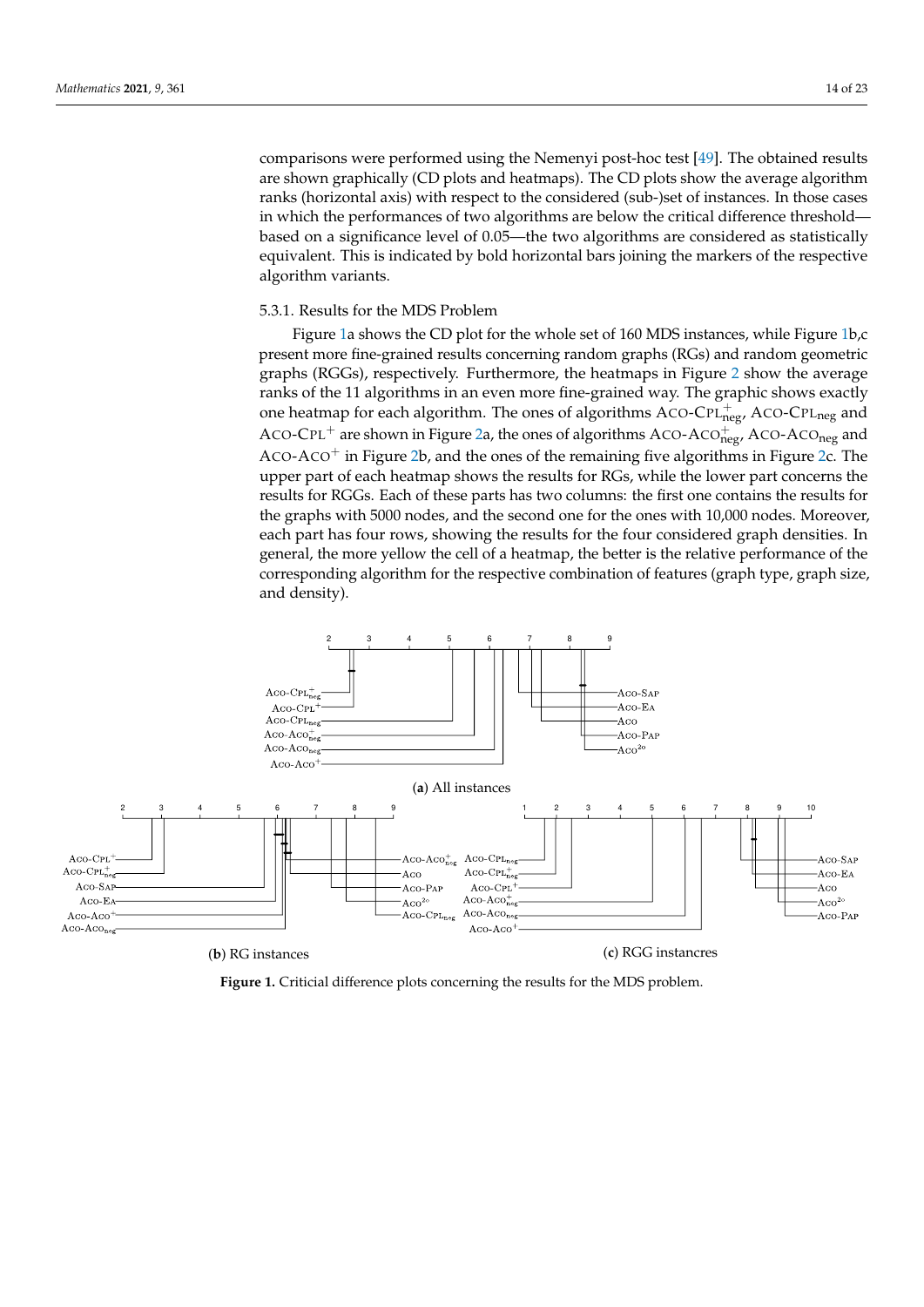comparisons were performed using the Nemenyi post-hoc test [49]. The obtained results are shown graphically (CD plots and heatmaps). The CD plots show the average algorithm ranks (horizontal axis) with respect to the considered (sub-)set of instances. In those cases in which the performances of two algorithms are below the critical difference threshold—based on a significance level of 0.05—the two algorithms are considered as statistically equivalent. This is indicated by bold horizontal bars joining the markers of the respective algorithm variants.

#### 5.3.1. Results for the MDS Problem

Figure 1a shows the CD plot for the whole set of 160 MDS instances, while Figure 1b,c present more fine-grained results concerning random graphs (RGs) and random geometric graphs (RGGs), respectively. Furthermore, the heatmaps in Figure 2 show the average ranks of the 11 algorithms in an even more fine-grained way. The graphic shows exactly one heatmap for each algorithm. The ones of algorithms ACO-CPL$^{+}_{\text{neg}}$, ACO-CPL$_{\text{neg}}$ and ACO-CPL$^{+}$ are shown in Figure 2a, the ones of algorithms ACO-ACO$^{+}_{\text{neg}}$, ACO-ACO$_{\text{neg}}$ and ACO-ACO$^{+}$ in Figure 2b, and the ones of the remaining five algorithms in Figure 2c. The upper part of each heatmap shows the results for RGs, while the lower part concerns the results for RGGs. Each of these parts has two columns: the first one contains the results for the graphs with 5000 nodes, and the second one for the ones with 10,000 nodes. Moreover, each part has four rows, showing the results for the four considered graph densities. In general, the more yellow the cell of a heatmap, the better is the relative performance of the corresponding algorithm for the respective combination of features (graph type, graph size, and density).

(**a**) All instances

(**b**) RG instances

(**c**) RGG instancres

**Figure 1.** Criticial difference plots concerning the results for the MDS problem.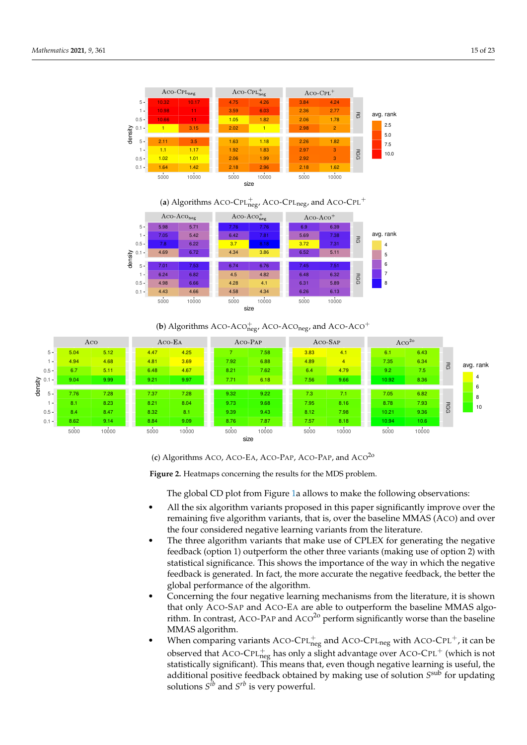(**a**) Algorithms Aco-Cpl$^{+}_{neg}$, Aco-Cpl$_{neg}$, and Aco-Cpl$^{+}$

(**b**) Algorithms Aco-Aco$^{+}_{neg}$, Aco-Aco$_{neg}$, and Aco-Aco$^{+}$

(**c**) Algorithms Aco, Aco-Ea, Aco-Pap, Aco-Pap, and Aco$^{2o}$

**Figure 2.** Heatmaps concerning the results for the MDS problem.

The global CD plot from Figure 1a allows to make the following observations:

- All the six algorithm variants proposed in this paper significantly improve over the remaining five algorithm variants, that is, over the baseline MMAS (Aco) and over the four considered negative learning variants from the literature.
- The three algorithm variants that make use of CPLEX for generating the negative feedback (option 1) outperform the other three variants (making use of option 2) with statistical significance. This shows the importance of the way in which the negative feedback is generated. In fact, the more accurate the negative feedback, the better the global performance of the algorithm.
- Concerning the four negative learning mechanisms from the literature, it is shown that only Aco-Sap and Aco-Ea are able to outperform the baseline MMAS algorithm. In contrast, Aco-Pap and Aco$^{2o}$ perform significantly worse than the baseline MMAS algorithm.
- When comparing variants Aco-Cpl$^{+}_{neg}$ and Aco-Cpl$_{neg}$ with Aco-Cpl$^{+}$, it can be observed that Aco-Cpl$^{+}_{neg}$ has only a slight advantage over Aco-Cpl$^{+}$ (which is not statistically significant). This means that, even though negative learning is useful, the additional positive feedback obtained by making use of solution $S^{sub}$ for updating solutions $S^{ib}$ and $S^{rb}$ is very powerful.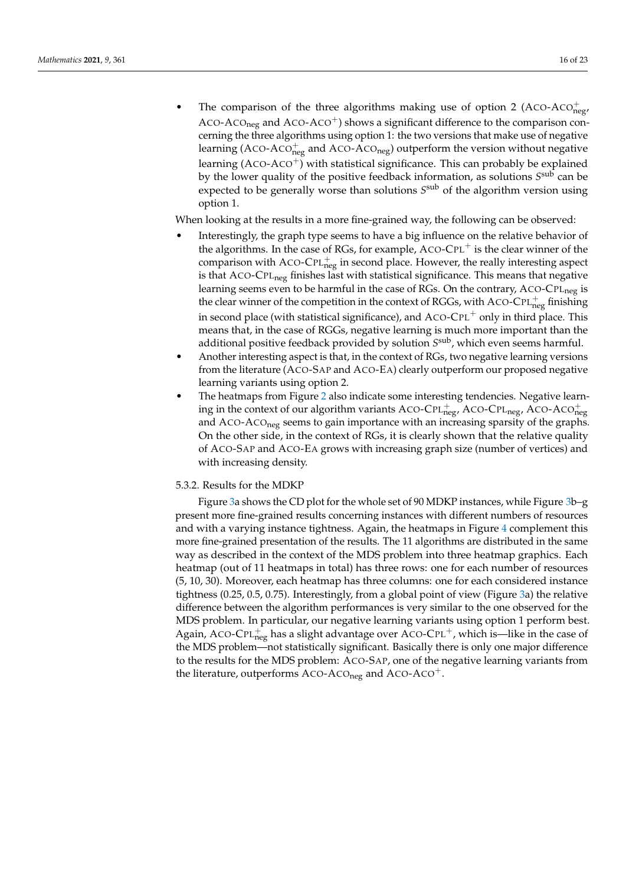- The comparison of the three algorithms making use of option 2 (ACO-ACO$^{+}_{\text{neg}}$, ACO-ACO$_{\text{neg}}$ and ACO-ACO$^{+}$) shows a significant difference to the comparison concerning the three algorithms using option 1: the two versions that make use of negative learning (ACO-ACO$^{+}_{\text{neg}}$ and ACO-ACO$_{\text{neg}}$) outperform the version without negative learning (ACO-ACO$^{+}$) with statistical significance. This can probably be explained by the lower quality of the positive feedback information, as solutions $S^{\text{sub}}$ can be expected to be generally worse than solutions $S^{\text{sub}}$ of the algorithm version using option 1.

When looking at the results in a more fine-grained way, the following can be observed:

- Interestingly, the graph type seems to have a big influence on the relative behavior of the algorithms. In the case of RGs, for example, ACO-CPL$^{+}$ is the clear winner of the comparison with ACO-CPL$^{+}_{\text{neg}}$ in second place. However, the really interesting aspect is that ACO-CPL$_{\text{neg}}$ finishes last with statistical significance. This means that negative learning seems even to be harmful in the case of RGs. On the contrary, ACO-CPL$_{\text{neg}}$ is the clear winner of the competition in the context of RGGs, with ACO-CPL$^{+}_{\text{neg}}$ finishing in second place (with statistical significance), and ACO-CPL$^{+}$ only in third place. This means that, in the case of RGGs, negative learning is much more important than the additional positive feedback provided by solution $S^{\text{sub}}$, which even seems harmful.
- Another interesting aspect is that, in the context of RGs, two negative learning versions from the literature (ACO-SAP and ACO-EA) clearly outperform our proposed negative learning variants using option 2.
- The heatmaps from Figure 2 also indicate some interesting tendencies. Negative learning in the context of our algorithm variants ACO-CPL$^{+}_{\text{neg}}$, ACO-CPL$_{\text{neg}}$, ACO-ACO$^{+}_{\text{neg}}$ and ACO-ACO$_{\text{neg}}$ seems to gain importance with an increasing sparsity of the graphs. On the other side, in the context of RGs, it is clearly shown that the relative quality of ACO-SAP and ACO-EA grows with increasing graph size (number of vertices) and with increasing density.

#### 5.3.2. Results for the MDKP

Figure 3a shows the CD plot for the whole set of 90 MDKP instances, while Figure 3b–g present more fine-grained results concerning instances with different numbers of resources and with a varying instance tightness. Again, the heatmaps in Figure 4 complement this more fine-grained presentation of the results. The 11 algorithms are distributed in the same way as described in the context of the MDS problem into three heatmap graphics. Each heatmap (out of 11 heatmaps in total) has three rows: one for each number of resources (5, 10, 30). Moreover, each heatmap has three columns: one for each considered instance tightness (0.25, 0.5, 0.75). Interestingly, from a global point of view (Figure 3a) the relative difference between the algorithm performances is very similar to the one observed for the MDS problem. In particular, our negative learning variants using option 1 perform best. Again, ACO-CPL$^{+}_{\text{neg}}$ has a slight advantage over ACO-CPL$^{+}$, which is—like in the case of the MDS problem—not statistically significant. Basically there is only one major difference to the results for the MDS problem: ACO-SAP, one of the negative learning variants from the literature, outperforms ACO-ACO$_{\text{neg}}$ and ACO-ACO$^{+}$.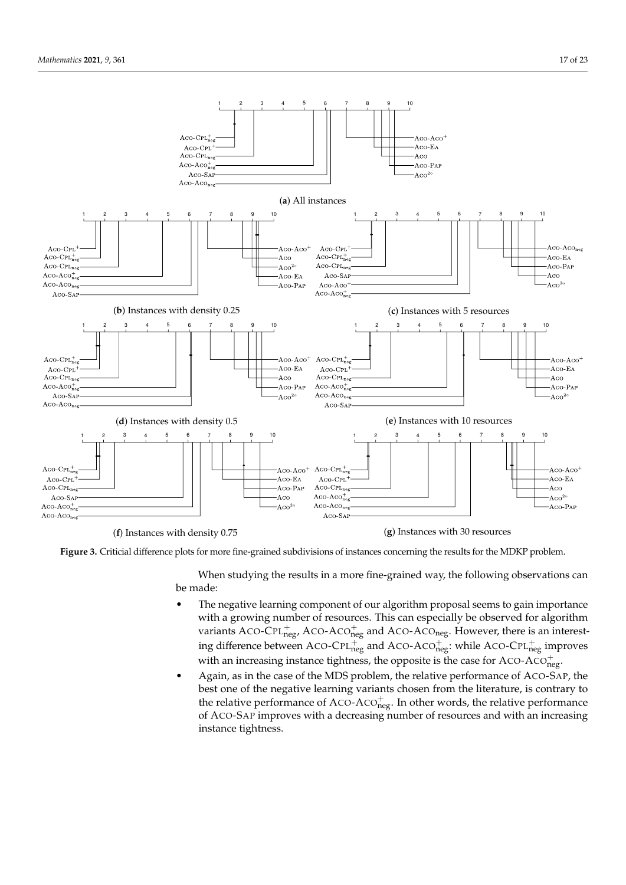**Figure 3.** Criticial difference plots for more fine-grained subdivisions of instances concerning the results for the MDKP problem.

When studying the results in a more fine-grained way, the following observations can be made:

- The negative learning component of our algorithm proposal seems to gain importance with a growing number of resources. This can especially be observed for algorithm variants ACO-CPL$^{+}_{\text{neg}}$, ACO-ACO$^{+}_{\text{neg}}$ and ACO-ACO$_{\text{neg}}$. However, there is an interesting difference between ACO-CPL$^{+}_{\text{neg}}$ and ACO-ACO$^{+}_{\text{neg}}$: while ACO-CPL$^{+}_{\text{neg}}$ improves with an increasing instance tightness, the opposite is the case for ACO-ACO$^{+}_{\text{neg}}$.
- Again, as in the case of the MDS problem, the relative performance of ACO-SAP, the best one of the negative learning variants chosen from the literature, is contrary to the relative performance of ACO-ACO$^{+}_{\text{neg}}$. In other words, the relative performance of ACO-SAP improves with a decreasing number of resources and with an increasing instance tightness.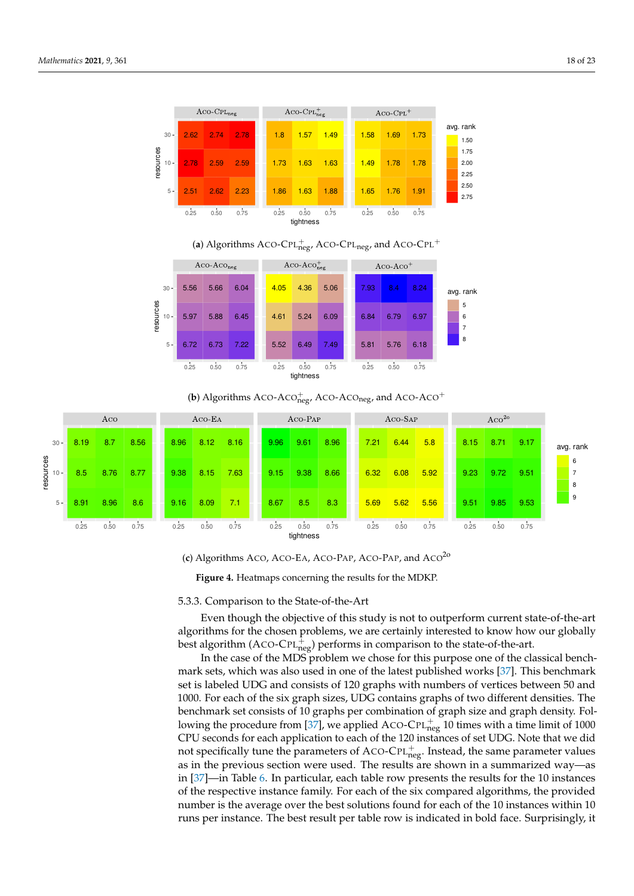(**a**) Algorithms Aco-Cpl$^{+}_{\text{neg}}$, Aco-Cpl$_{\text{neg}}$, and Aco-Cpl$^{+}$

(**b**) Algorithms Aco-Aco$^{+}_{\text{neg}}$, Aco-Aco$_{\text{neg}}$, and Aco-Aco$^{+}$

(**c**) Algorithms Aco, Aco-Ea, Aco-Pap, Aco-Pap, and Aco$^{2o}$

**Figure 4.** Heatmaps concerning the results for the MDKP.

#### 5.3.3. Comparison to the State-of-the-Art

Even though the objective of this study is not to outperform current state-of-the-art algorithms for the chosen problems, we are certainly interested to know how our globally best algorithm (Aco-Cpl$^{+}_{\text{neg}}$) performs in comparison to the state-of-the-art.

In the case of the MDS problem we chose for this purpose one of the classical benchmark sets, which was also used in one of the latest published works [37]. This benchmark set is labeled UDG and consists of 120 graphs with numbers of vertices between 50 and 1000. For each of the six graph sizes, UDG contains graphs of two different densities. The benchmark set consists of 10 graphs per combination of graph size and graph density. Following the procedure from [37], we applied Aco-Cpl$^{+}_{\text{neg}}$ 10 times with a time limit of 1000 CPU seconds for each application to each of the 120 instances of set UDG. Note that we did not specifically tune the parameters of Aco-Cpl$^{+}_{\text{neg}}$. Instead, the same parameter values as in the previous section were used. The results are shown in a summarized way—as in [37]—in Table 6. In particular, each table row presents the results for the 10 instances of the respective instance family. For each of the six compared algorithms, the provided number is the average over the best solutions found for each of the 10 instances within 10 runs per instance. The best result per table row is indicated in bold face. Surprisingly, it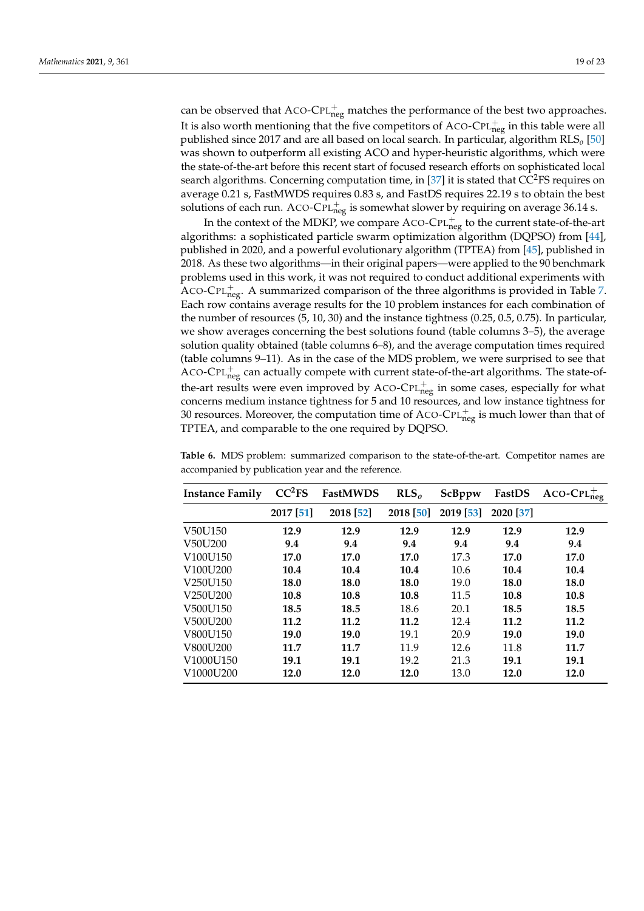can be observed that ACO-CPL$^{+}_{\text{neg}}$ matches the performance of the best two approaches. It is also worth mentioning that the five competitors of ACO-CPL$^{+}_{\text{neg}}$ in this table were all published since 2017 and are all based on local search. In particular, algorithm RLS$_o$ [50] was shown to outperform all existing ACO and hyper-heuristic algorithms, which were the state-of-the-art before this recent start of focused research efforts on sophisticated local search algorithms. Concerning computation time, in [37] it is stated that CC$^2$FS requires on average 0.21 s, FastMWDS requires 0.83 s, and FastDS requires 22.19 s to obtain the best solutions of each run. ACO-CPL$^{+}_{\text{neg}}$ is somewhat slower by requiring on average 36.14 s.

In the context of the MDKP, we compare ACO-CPL$^{+}_{\text{neg}}$ to the current state-of-the-art algorithms: a sophisticated particle swarm optimization algorithm (DQPSO) from [44], published in 2020, and a powerful evolutionary algorithm (TPTEA) from [45], published in 2018. As these two algorithms—in their original papers—were applied to the 90 benchmark problems used in this work, it was not required to conduct additional experiments with ACO-CPL$^{+}_{\text{neg}}$. A summarized comparison of the three algorithms is provided in Table 7. Each row contains average results for the 10 problem instances for each combination of the number of resources (5, 10, 30) and the instance tightness (0.25, 0.5, 0.75). In particular, we show averages concerning the best solutions found (table columns 3–5), the average solution quality obtained (table columns 6–8), and the average computation times required (table columns 9–11). As in the case of the MDS problem, we were surprised to see that ACO-CPL$^{+}_{\text{neg}}$ can actually compete with current state-of-the-art algorithms. The state-of-the-art results were even improved by ACO-CPL$^{+}_{\text{neg}}$ in some cases, especially for what concerns medium instance tightness for 5 and 10 resources, and low instance tightness for 30 resources. Moreover, the computation time of ACO-CPL$^{+}_{\text{neg}}$ is much lower than that of TPTEA, and comparable to the one required by DQPSO.

**Table 6.** MDS problem: summarized comparison to the state-of-the-art. Competitor names are accompanied by publication year and the reference.

| Instance Family | CC$^2$FS | FastMWDS | RLS$_o$ | ScBppw | FastDS | ACO-CPL$^{+}_{\text{neg}}$ |
|---|---|---|---|---|---|---|
| | 2017 [51] | 2018 [52] | 2018 [50] | 2019 [53] | 2020 [37] | |
| V50U150 | **12.9** | **12.9** | **12.9** | **12.9** | **12.9** | **12.9** |
| V50U200 | **9.4** | **9.4** | **9.4** | **9.4** | **9.4** | **9.4** |
| V100U150 | **17.0** | **17.0** | **17.0** | 17.3 | **17.0** | **17.0** |
| V100U200 | **10.4** | **10.4** | **10.4** | 10.6 | **10.4** | **10.4** |
| V250U150 | **18.0** | **18.0** | **18.0** | 19.0 | **18.0** | **18.0** |
| V250U200 | **10.8** | **10.8** | **10.8** | 11.5 | **10.8** | **10.8** |
| V500U150 | **18.5** | **18.5** | 18.6 | 20.1 | **18.5** | **18.5** |
| V500U200 | **11.2** | **11.2** | **11.2** | 12.4 | **11.2** | **11.2** |
| V800U150 | **19.0** | **19.0** | 19.1 | 20.9 | **19.0** | **19.0** |
| V800U200 | **11.7** | **11.7** | 11.9 | 12.6 | 11.8 | **11.7** |
| V1000U150 | **19.1** | **19.1** | 19.2 | 21.3 | **19.1** | **19.1** |
| V1000U200 | **12.0** | **12.0** | **12.0** | 13.0 | **12.0** | **12.0** |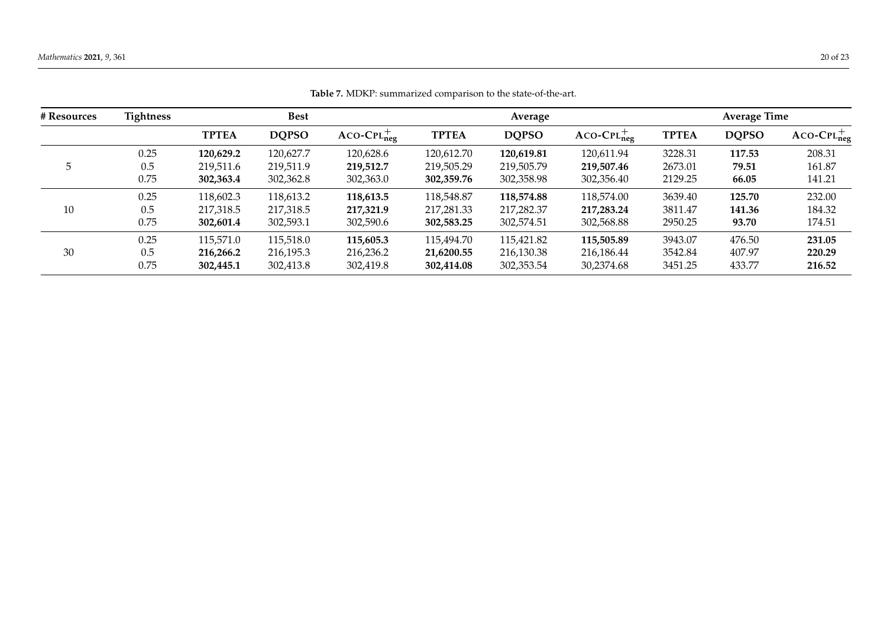**Table 7.** MDKP: summarized comparison to the state-of-the-art.

| # Resources | Tightness | Best | | | Average | | | Average Time | | |
|---|---|---|---|---|---|---|---|---|---|---|
| | | **TPTEA** | **DQPSO** | $\text{ACO-CPL}^{+}_{\text{neg}}$ | **TPTEA** | **DQPSO** | $\text{ACO-CPL}^{+}_{\text{neg}}$ | **TPTEA** | **DQPSO** | $\text{ACO-CPL}^{+}_{\text{neg}}$ |
| 5 | 0.25 | **120,629.2** | 120,627.7 | 120,628.6 | 120,612.70 | **120,619.81** | 120,611.94 | 3228.31 | **117.53** | 208.31 |
| | 0.5 | 219,511.6 | 219,511.9 | **219,512.7** | 219,505.29 | 219,505.79 | **219,507.46** | 2673.01 | **79.51** | 161.87 |
| | 0.75 | **302,363.4** | 302,362.8 | 302,363.0 | **302,359.76** | 302,358.98 | 302,356.40 | 2129.25 | **66.05** | 141.21 |
| 10 | 0.25 | 118,602.3 | 118,613.2 | **118,613.5** | 118,548.87 | **118,574.88** | 118,574.00 | 3639.40 | **125.70** | 232.00 |
| | 0.5 | 217,318.5 | 217,318.5 | **217,321.9** | 217,281.33 | 217,282.37 | **217,283.24** | 3811.47 | **141.36** | 184.32 |
| | 0.75 | **302,601.4** | 302,593.1 | 302,590.6 | **302,583.25** | 302,574.51 | 302,568.88 | 2950.25 | **93.70** | 174.51 |
| 30 | 0.25 | 115,571.0 | 115,518.0 | **115,605.3** | 115,494.70 | 115,421.82 | **115,505.89** | 3943.07 | 476.50 | **231.05** |
| | 0.5 | **216,266.2** | 216,195.3 | 216,236.2 | **21,6200.55** | 216,130.38 | 216,186.44 | 3542.84 | 407.97 | **220.29** |
| | 0.75 | **302,445.1** | 302,413.8 | 302,419.8 | **302,414.08** | 302,353.54 | 30,2374.68 | 3451.25 | 433.77 | **216.52** |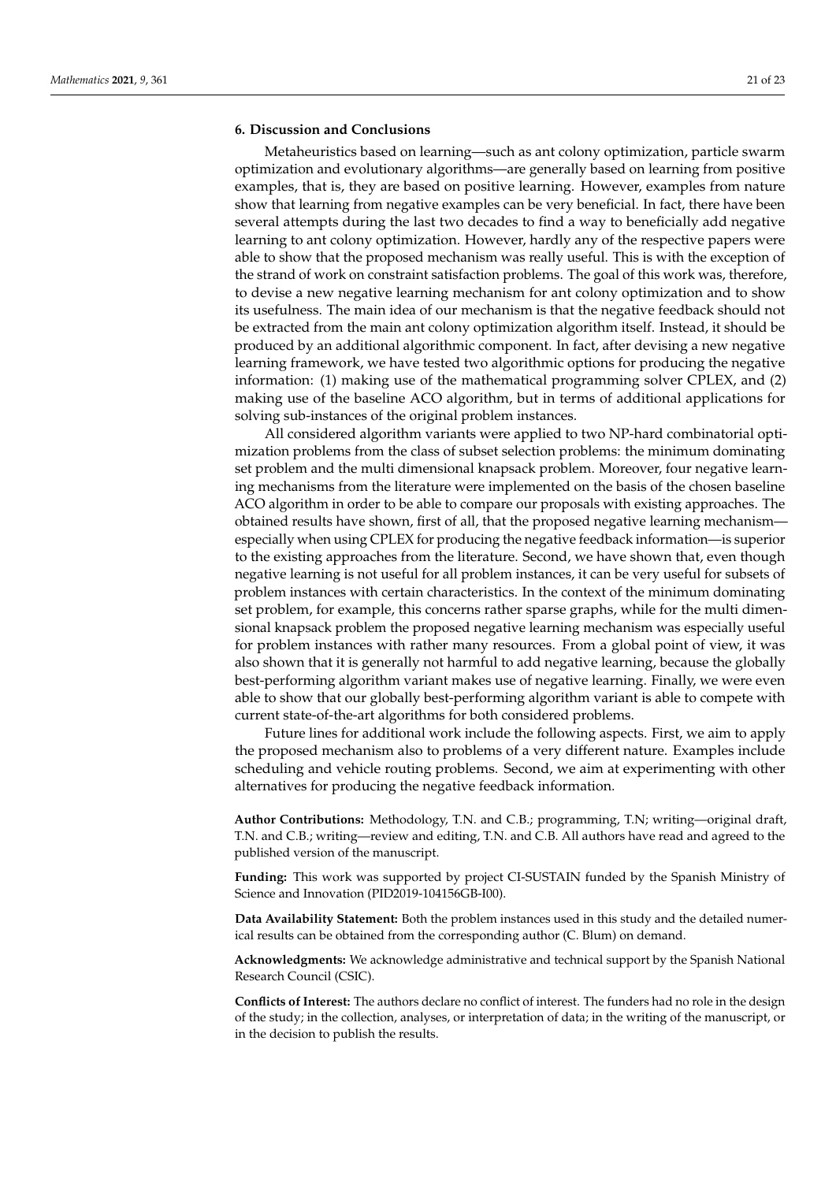## 6. Discussion and Conclusions

Metaheuristics based on learning—such as ant colony optimization, particle swarm optimization and evolutionary algorithms—are generally based on learning from positive examples, that is, they are based on positive learning. However, examples from nature show that learning from negative examples can be very beneficial. In fact, there have been several attempts during the last two decades to find a way to beneficially add negative learning to ant colony optimization. However, hardly any of the respective papers were able to show that the proposed mechanism was really useful. This is with the exception of the strand of work on constraint satisfaction problems. The goal of this work was, therefore, to devise a new negative learning mechanism for ant colony optimization and to show its usefulness. The main idea of our mechanism is that the negative feedback should not be extracted from the main ant colony optimization algorithm itself. Instead, it should be produced by an additional algorithmic component. In fact, after devising a new negative learning framework, we have tested two algorithmic options for producing the negative information: (1) making use of the mathematical programming solver CPLEX, and (2) making use of the baseline ACO algorithm, but in terms of additional applications for solving sub-instances of the original problem instances.

All considered algorithm variants were applied to two NP-hard combinatorial optimization problems from the class of subset selection problems: the minimum dominating set problem and the multi dimensional knapsack problem. Moreover, four negative learning mechanisms from the literature were implemented on the basis of the chosen baseline ACO algorithm in order to be able to compare our proposals with existing approaches. The obtained results have shown, first of all, that the proposed negative learning mechanism—especially when using CPLEX for producing the negative feedback information—is superior to the existing approaches from the literature. Second, we have shown that, even though negative learning is not useful for all problem instances, it can be very useful for subsets of problem instances with certain characteristics. In the context of the minimum dominating set problem, for example, this concerns rather sparse graphs, while for the multi dimensional knapsack problem the proposed negative learning mechanism was especially useful for problem instances with rather many resources. From a global point of view, it was also shown that it is generally not harmful to add negative learning, because the globally best-performing algorithm variant makes use of negative learning. Finally, we were even able to show that our globally best-performing algorithm variant is able to compete with current state-of-the-art algorithms for both considered problems.

Future lines for additional work include the following aspects. First, we aim to apply the proposed mechanism also to problems of a very different nature. Examples include scheduling and vehicle routing problems. Second, we aim at experimenting with other alternatives for producing the negative feedback information.

**Author Contributions:** Methodology, T.N. and C.B.; programming, T.N; writing—original draft, T.N. and C.B.; writing—review and editing, T.N. and C.B. All authors have read and agreed to the published version of the manuscript.

**Funding:** This work was supported by project CI-SUSTAIN funded by the Spanish Ministry of Science and Innovation (PID2019-104156GB-I00).

**Data Availability Statement:** Both the problem instances used in this study and the detailed numerical results can be obtained from the corresponding author (C. Blum) on demand.

**Acknowledgments:** We acknowledge administrative and technical support by the Spanish National Research Council (CSIC).

**Conflicts of Interest:** The authors declare no conflict of interest. The funders had no role in the design of the study; in the collection, analyses, or interpretation of data; in the writing of the manuscript, or in the decision to publish the results.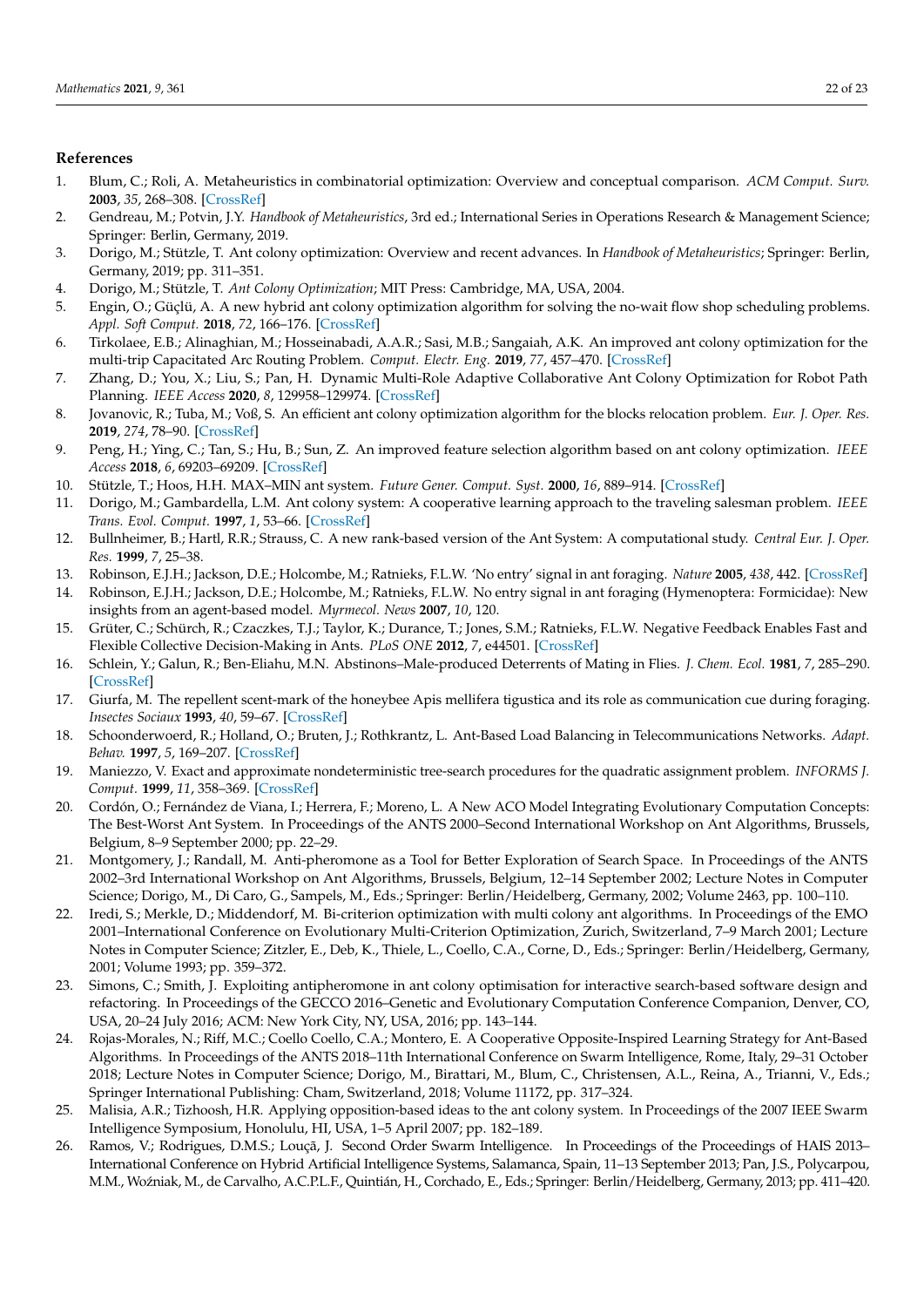## References

1. Blum, C.; Roli, A. Metaheuristics in combinatorial optimization: Overview and conceptual comparison. *ACM Comput. Surv.* **2003**, *35*, 268–308. [CrossRef]
2. Gendreau, M.; Potvin, J.Y. *Handbook of Metaheuristics*, 3rd ed.; International Series in Operations Research & Management Science; Springer: Berlin, Germany, 2019.
3. Dorigo, M.; Stützle, T. Ant colony optimization: Overview and recent advances. In *Handbook of Metaheuristics*; Springer: Berlin, Germany, 2019; pp. 311–351.
4. Dorigo, M.; Stützle, T. *Ant Colony Optimization*; MIT Press: Cambridge, MA, USA, 2004.
5. Engin, O.; Güçlü, A. A new hybrid ant colony optimization algorithm for solving the no-wait flow shop scheduling problems. *Appl. Soft Comput.* **2018**, *72*, 166–176. [CrossRef]
6. Tirkolaee, E.B.; Alinaghian, M.; Hosseinabadi, A.A.R.; Sasi, M.B.; Sangaiah, A.K. An improved ant colony optimization for the multi-trip Capacitated Arc Routing Problem. *Comput. Electr. Eng.* **2019**, *77*, 457–470. [CrossRef]
7. Zhang, D.; You, X.; Liu, S.; Pan, H. Dynamic Multi-Role Adaptive Collaborative Ant Colony Optimization for Robot Path Planning. *IEEE Access* **2020**, *8*, 129958–129974. [CrossRef]
8. Jovanovic, R.; Tuba, M.; Voß, S. An efficient ant colony optimization algorithm for the blocks relocation problem. *Eur. J. Oper. Res.* **2019**, *274*, 78–90. [CrossRef]
9. Peng, H.; Ying, C.; Tan, S.; Hu, B.; Sun, Z. An improved feature selection algorithm based on ant colony optimization. *IEEE Access* **2018**, *6*, 69203–69209. [CrossRef]
10. Stützle, T.; Hoos, H.H. MAX–MIN ant system. *Future Gener. Comput. Syst.* **2000**, *16*, 889–914. [CrossRef]
11. Dorigo, M.; Gambardella, L.M. Ant colony system: A cooperative learning approach to the traveling salesman problem. *IEEE Trans. Evol. Comput.* **1997**, *1*, 53–66. [CrossRef]
12. Bullnheimer, B.; Hartl, R.R.; Strauss, C. A new rank-based version of the Ant System: A computational study. *Central Eur. J. Oper. Res.* **1999**, *7*, 25–38.
13. Robinson, E.J.H.; Jackson, D.E.; Holcombe, M.; Ratnieks, F.L.W. 'No entry' signal in ant foraging. *Nature* **2005**, *438*, 442. [CrossRef]
14. Robinson, E.J.H.; Jackson, D.E.; Holcombe, M.; Ratnieks, F.L.W. No entry signal in ant foraging (Hymenoptera: Formicidae): New insights from an agent-based model. *Myrmecol. News* **2007**, *10*, 120.
15. Grüter, C.; Schürch, R.; Czaczkes, T.J.; Taylor, K.; Durance, T.; Jones, S.M.; Ratnieks, F.L.W. Negative Feedback Enables Fast and Flexible Collective Decision-Making in Ants. *PLoS ONE* **2012**, *7*, e44501. [CrossRef]
16. Schlein, Y.; Galun, R.; Ben-Eliahu, M.N. Abstinons–Male-produced Deterrents of Mating in Flies. *J. Chem. Ecol.* **1981**, *7*, 285–290. [CrossRef]
17. Giurfa, M. The repellent scent-mark of the honeybee Apis mellifera tigustica and its role as communication cue during foraging. *Insectes Sociaux* **1993**, *40*, 59–67. [CrossRef]
18. Schoonderwoerd, R.; Holland, O.; Bruten, J.; Rothkrantz, L. Ant-Based Load Balancing in Telecommunications Networks. *Adapt. Behav.* **1997**, *5*, 169–207. [CrossRef]
19. Maniezzo, V. Exact and approximate nondeterministic tree-search procedures for the quadratic assignment problem. *INFORMS J. Comput.* **1999**, *11*, 358–369. [CrossRef]
20. Cordón, O.; Fernández de Viana, I.; Herrera, F.; Moreno, L. A New ACO Model Integrating Evolutionary Computation Concepts: The Best-Worst Ant System. In Proceedings of the ANTS 2000–Second International Workshop on Ant Algorithms, Brussels, Belgium, 8–9 September 2000; pp. 22–29.
21. Montgomery, J.; Randall, M. Anti-pheromone as a Tool for Better Exploration of Search Space. In Proceedings of the ANTS 2002–3rd International Workshop on Ant Algorithms, Brussels, Belgium, 12–14 September 2002; Lecture Notes in Computer Science; Dorigo, M., Di Caro, G., Sampels, M., Eds.; Springer: Berlin/Heidelberg, Germany, 2002; Volume 2463, pp. 100–110.
22. Iredi, S.; Merkle, D.; Middendorf, M. Bi-criterion optimization with multi colony ant algorithms. In Proceedings of the EMO 2001–International Conference on Evolutionary Multi-Criterion Optimization, Zurich, Switzerland, 7–9 March 2001; Lecture Notes in Computer Science; Zitzler, E., Deb, K., Thiele, L., Coello, C.A., Corne, D., Eds.; Springer: Berlin/Heidelberg, Germany, 2001; Volume 1993; pp. 359–372.
23. Simons, C.; Smith, J. Exploiting antipheromone in ant colony optimisation for interactive search-based software design and refactoring. In Proceedings of the GECCO 2016–Genetic and Evolutionary Computation Conference Companion, Denver, CO, USA, 20–24 July 2016; ACM: New York City, NY, USA, 2016; pp. 143–144.
24. Rojas-Morales, N.; Riff, M.C.; Coello Coello, C.A.; Montero, E. A Cooperative Opposite-Inspired Learning Strategy for Ant-Based Algorithms. In Proceedings of the ANTS 2018–11th International Conference on Swarm Intelligence, Rome, Italy, 29–31 October 2018; Lecture Notes in Computer Science; Dorigo, M., Birattari, M., Blum, C., Christensen, A.L., Reina, A., Trianni, V., Eds.; Springer International Publishing: Cham, Switzerland, 2018; Volume 11172, pp. 317–324.
25. Malisia, A.R.; Tizhoosh, H.R. Applying opposition-based ideas to the ant colony system. In Proceedings of the 2007 IEEE Swarm Intelligence Symposium, Honolulu, HI, USA, 1–5 April 2007; pp. 182–189.
26. Ramos, V.; Rodrigues, D.M.S.; Louçã, J. Second Order Swarm Intelligence. In Proceedings of the Proceedings of HAIS 2013–International Conference on Hybrid Artificial Intelligence Systems, Salamanca, Spain, 11–13 September 2013; Pan, J.S., Polycarpou, M.M., Woźniak, M., de Carvalho, A.C.P.L.F., Quintián, H., Corchado, E., Eds.; Springer: Berlin/Heidelberg, Germany, 2013; pp. 411–420.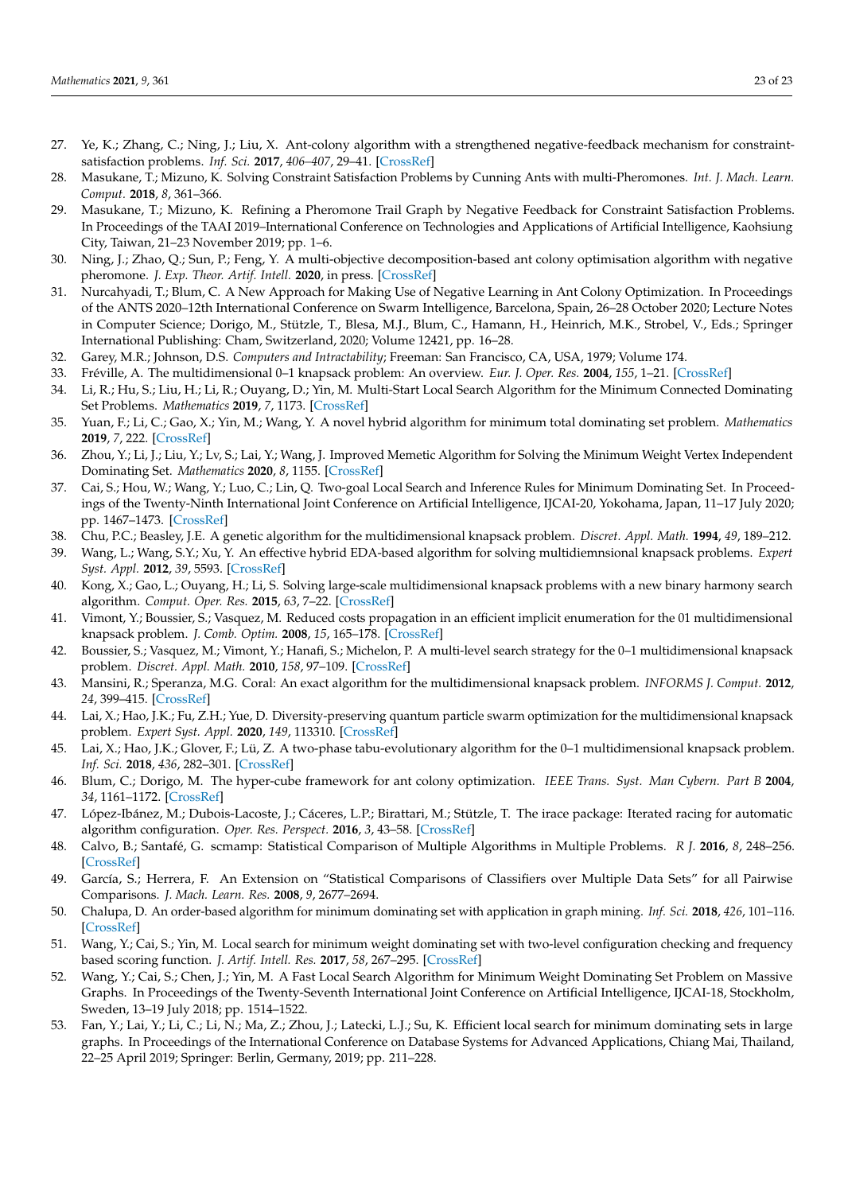27. Ye, K.; Zhang, C.; Ning, J.; Liu, X. Ant-colony algorithm with a strengthened negative-feedback mechanism for constraint-satisfaction problems. *Inf. Sci.* **2017**, *406–407*, 29–41. [CrossRef]
28. Masukane, T.; Mizuno, K. Solving Constraint Satisfaction Problems by Cunning Ants with multi-Pheromones. *Int. J. Mach. Learn. Comput.* **2018**, *8*, 361–366.
29. Masukane, T.; Mizuno, K. Refining a Pheromone Trail Graph by Negative Feedback for Constraint Satisfaction Problems. In Proceedings of the TAAI 2019–International Conference on Technologies and Applications of Artificial Intelligence, Kaohsiung City, Taiwan, 21–23 November 2019; pp. 1–6.
30. Ning, J.; Zhao, Q.; Sun, P.; Feng, Y. A multi-objective decomposition-based ant colony optimisation algorithm with negative pheromone. *J. Exp. Theor. Artif. Intell.* **2020**, in press. [CrossRef]
31. Nurcahyadi, T.; Blum, C. A New Approach for Making Use of Negative Learning in Ant Colony Optimization. In Proceedings of the ANTS 2020–12th International Conference on Swarm Intelligence, Barcelona, Spain, 26–28 October 2020; Lecture Notes in Computer Science; Dorigo, M., Stützle, T., Blesa, M.J., Blum, C., Hamann, H., Heinrich, M.K., Strobel, V., Eds.; Springer International Publishing: Cham, Switzerland, 2020; Volume 12421, pp. 16–28.
32. Garey, M.R.; Johnson, D.S. *Computers and Intractability*; Freeman: San Francisco, CA, USA, 1979; Volume 174.
33. Fréville, A. The multidimensional 0–1 knapsack problem: An overview. *Eur. J. Oper. Res.* **2004**, *155*, 1–21. [CrossRef]
34. Li, R.; Hu, S.; Liu, H.; Li, R.; Ouyang, D.; Yin, M. Multi-Start Local Search Algorithm for the Minimum Connected Dominating Set Problems. *Mathematics* **2019**, *7*, 1173. [CrossRef]
35. Yuan, F.; Li, C.; Gao, X.; Yin, M.; Wang, Y. A novel hybrid algorithm for minimum total dominating set problem. *Mathematics* **2019**, *7*, 222. [CrossRef]
36. Zhou, Y.; Li, J.; Liu, Y.; Lv, S.; Lai, Y.; Wang, J. Improved Memetic Algorithm for Solving the Minimum Weight Vertex Independent Dominating Set. *Mathematics* **2020**, *8*, 1155. [CrossRef]
37. Cai, S.; Hou, W.; Wang, Y.; Luo, C.; Lin, Q. Two-goal Local Search and Inference Rules for Minimum Dominating Set. In Proceedings of the Twenty-Ninth International Joint Conference on Artificial Intelligence, IJCAI-20, Yokohama, Japan, 11–17 July 2020; pp. 1467–1473. [CrossRef]
38. Chu, P.C.; Beasley, J.E. A genetic algorithm for the multidimensional knapsack problem. *Discret. Appl. Math.* **1994**, *49*, 189–212.
39. Wang, L.; Wang, S.Y.; Xu, Y. An effective hybrid EDA-based algorithm for solving multidiemnsional knapsack problems. *Expert Syst. Appl.* **2012**, *39*, 5593. [CrossRef]
40. Kong, X.; Gao, L.; Ouyang, H.; Li, S. Solving large-scale multidimensional knapsack problems with a new binary harmony search algorithm. *Comput. Oper. Res.* **2015**, *63*, 7–22. [CrossRef]
41. Vimont, Y.; Boussier, S.; Vasquez, M. Reduced costs propagation in an efficient implicit enumeration for the 01 multidimensional knapsack problem. *J. Comb. Optim.* **2008**, *15*, 165–178. [CrossRef]
42. Boussier, S.; Vasquez, M.; Vimont, Y.; Hanafi, S.; Michelon, P. A multi-level search strategy for the 0–1 multidimensional knapsack problem. *Discret. Appl. Math.* **2010**, *158*, 97–109. [CrossRef]
43. Mansini, R.; Speranza, M.G. Coral: An exact algorithm for the multidimensional knapsack problem. *INFORMS J. Comput.* **2012**, *24*, 399–415. [CrossRef]
44. Lai, X.; Hao, J.K.; Fu, Z.H.; Yue, D. Diversity-preserving quantum particle swarm optimization for the multidimensional knapsack problem. *Expert Syst. Appl.* **2020**, *149*, 113310. [CrossRef]
45. Lai, X.; Hao, J.K.; Glover, F.; Lü, Z. A two-phase tabu-evolutionary algorithm for the 0–1 multidimensional knapsack problem. *Inf. Sci.* **2018**, *436*, 282–301. [CrossRef]
46. Blum, C.; Dorigo, M. The hyper-cube framework for ant colony optimization. *IEEE Trans. Syst. Man Cybern. Part B* **2004**, *34*, 1161–1172. [CrossRef]
47. López-Ibánez, M.; Dubois-Lacoste, J.; Cáceres, L.P.; Birattari, M.; Stützle, T. The irace package: Iterated racing for automatic algorithm configuration. *Oper. Res. Perspect.* **2016**, *3*, 43–58. [CrossRef]
48. Calvo, B.; Santafé, G. scmamp: Statistical Comparison of Multiple Algorithms in Multiple Problems. *R J.* **2016**, *8*, 248–256. [CrossRef]
49. García, S.; Herrera, F. An Extension on "Statistical Comparisons of Classifiers over Multiple Data Sets" for all Pairwise Comparisons. *J. Mach. Learn. Res.* **2008**, *9*, 2677–2694.
50. Chalupa, D. An order-based algorithm for minimum dominating set with application in graph mining. *Inf. Sci.* **2018**, *426*, 101–116. [CrossRef]
51. Wang, Y.; Cai, S.; Yin, M. Local search for minimum weight dominating set with two-level configuration checking and frequency based scoring function. *J. Artif. Intell. Res.* **2017**, *58*, 267–295. [CrossRef]
52. Wang, Y.; Cai, S.; Chen, J.; Yin, M. A Fast Local Search Algorithm for Minimum Weight Dominating Set Problem on Massive Graphs. In Proceedings of the Twenty-Seventh International Joint Conference on Artificial Intelligence, IJCAI-18, Stockholm, Sweden, 13–19 July 2018; pp. 1514–1522.
53. Fan, Y.; Lai, Y.; Li, C.; Li, N.; Ma, Z.; Zhou, J.; Latecki, L.J.; Su, K. Efficient local search for minimum dominating sets in large graphs. In Proceedings of the International Conference on Database Systems for Advanced Applications, Chiang Mai, Thailand, 22–25 April 2019; Springer: Berlin, Germany, 2019; pp. 211–228.